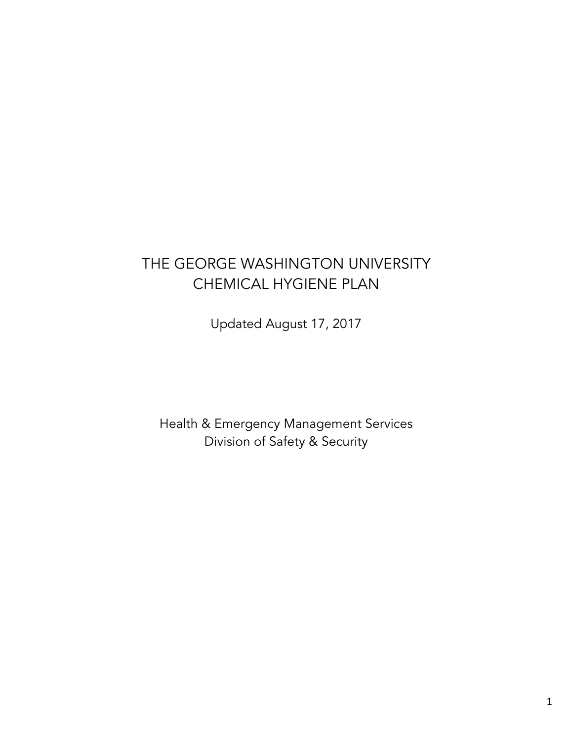# THE GEORGE WASHINGTON UNIVERSITY CHEMICAL HYGIENE PLAN

Updated August 17, 2017

Health & Emergency Management Services
Division of Safety & Security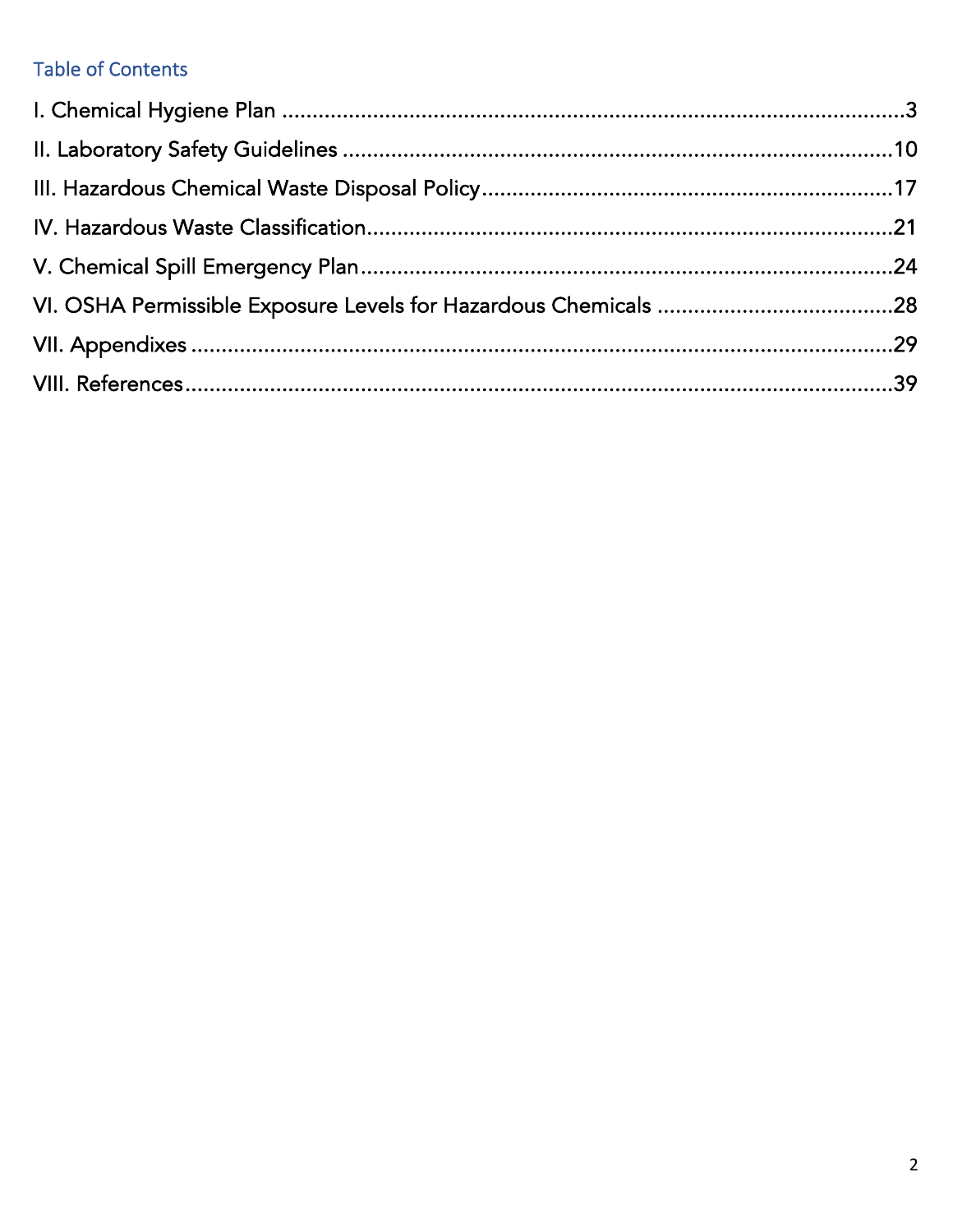## Table of Contents

I. Chemical Hygiene Plan ....................................................................................................3

II. Laboratory Safety Guidelines ........................................................................................10

III. Hazardous Chemical Waste Disposal Policy.................................................................17

IV. Hazardous Waste Classification....................................................................................21

V. Chemical Spill Emergency Plan......................................................................................24

VI. OSHA Permissible Exposure Levels for Hazardous Chemicals ......................................28

VII. Appendixes ..................................................................................................................29

VIII. References...................................................................................................................39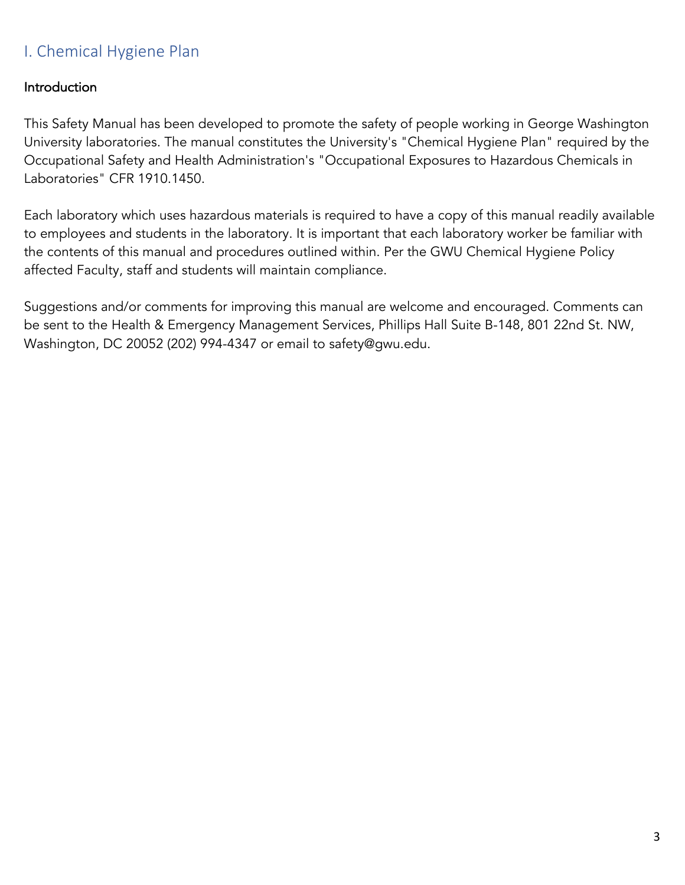# I. Chemical Hygiene Plan

## Introduction

This Safety Manual has been developed to promote the safety of people working in George Washington University laboratories. The manual constitutes the University's "Chemical Hygiene Plan" required by the Occupational Safety and Health Administration's "Occupational Exposures to Hazardous Chemicals in Laboratories" CFR 1910.1450.

Each laboratory which uses hazardous materials is required to have a copy of this manual readily available to employees and students in the laboratory. It is important that each laboratory worker be familiar with the contents of this manual and procedures outlined within. Per the GWU Chemical Hygiene Policy affected Faculty, staff and students will maintain compliance.

Suggestions and/or comments for improving this manual are welcome and encouraged. Comments can be sent to the Health & Emergency Management Services, Phillips Hall Suite B-148, 801 22nd St. NW, Washington, DC 20052 (202) 994-4347 or email to safety@gwu.edu.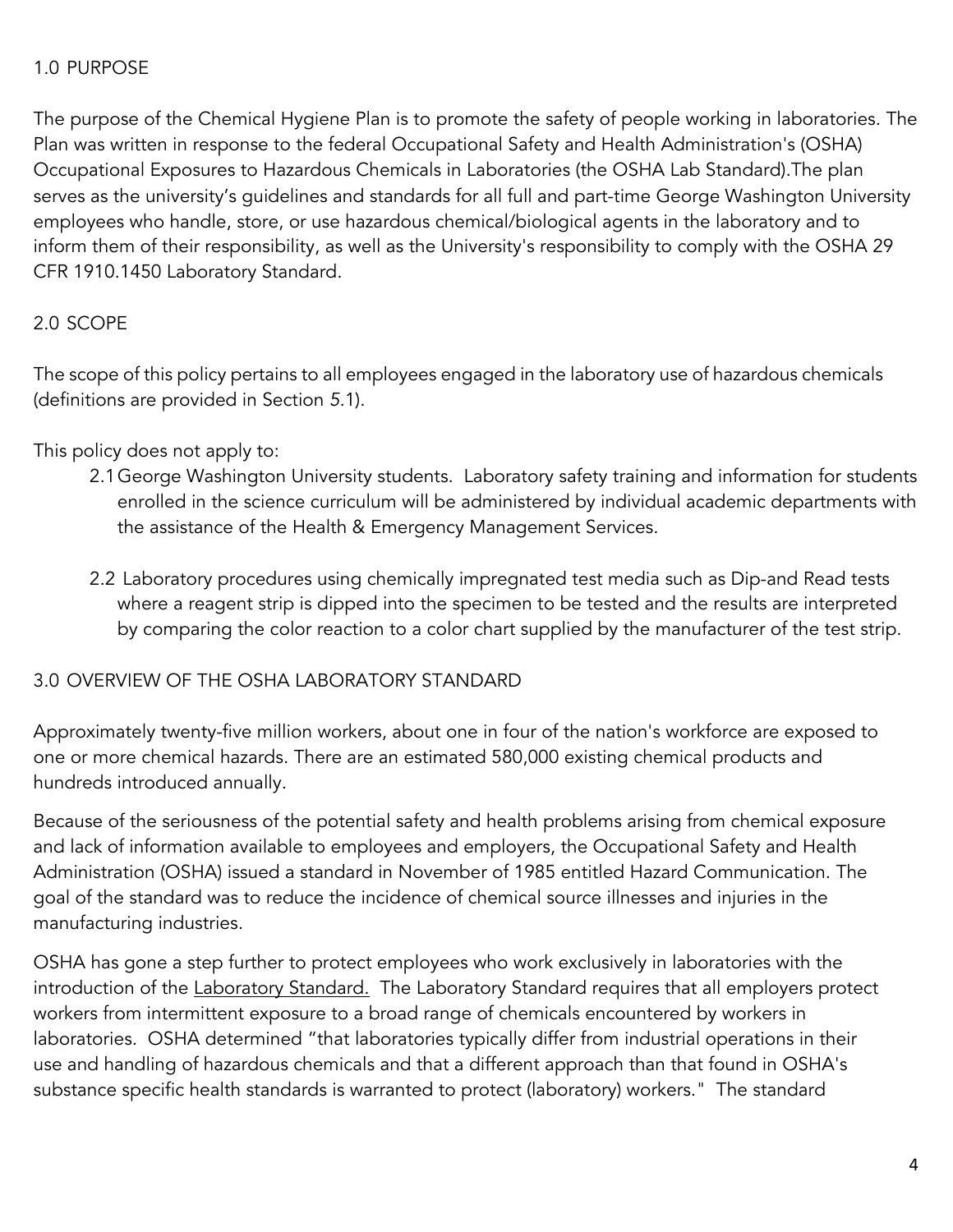## 1.0 PURPOSE

The purpose of the Chemical Hygiene Plan is to promote the safety of people working in laboratories. The Plan was written in response to the federal Occupational Safety and Health Administration's (OSHA) Occupational Exposures to Hazardous Chemicals in Laboratories (the OSHA Lab Standard).The plan serves as the university's guidelines and standards for all full and part-time George Washington University employees who handle, store, or use hazardous chemical/biological agents in the laboratory and to inform them of their responsibility, as well as the University's responsibility to comply with the OSHA 29 CFR 1910.1450 Laboratory Standard.

## 2.0 SCOPE

The scope of this policy pertains to all employees engaged in the laboratory use of hazardous chemicals (definitions are provided in Section 5.1).

This policy does not apply to:

2.1 George Washington University students. Laboratory safety training and information for students enrolled in the science curriculum will be administered by individual academic departments with the assistance of the Health & Emergency Management Services.

2.2 Laboratory procedures using chemically impregnated test media such as Dip-and Read tests where a reagent strip is dipped into the specimen to be tested and the results are interpreted by comparing the color reaction to a color chart supplied by the manufacturer of the test strip.

## 3.0 OVERVIEW OF THE OSHA LABORATORY STANDARD

Approximately twenty-five million workers, about one in four of the nation's workforce are exposed to one or more chemical hazards. There are an estimated 580,000 existing chemical products and hundreds introduced annually.

Because of the seriousness of the potential safety and health problems arising from chemical exposure and lack of information available to employees and employers, the Occupational Safety and Health Administration (OSHA) issued a standard in November of 1985 entitled Hazard Communication. The goal of the standard was to reduce the incidence of chemical source illnesses and injuries in the manufacturing industries.

OSHA has gone a step further to protect employees who work exclusively in laboratories with the introduction of the Laboratory Standard. The Laboratory Standard requires that all employers protect workers from intermittent exposure to a broad range of chemicals encountered by workers in laboratories. OSHA determined "that laboratories typically differ from industrial operations in their use and handling of hazardous chemicals and that a different approach than that found in OSHA's substance specific health standards is warranted to protect (laboratory) workers." The standard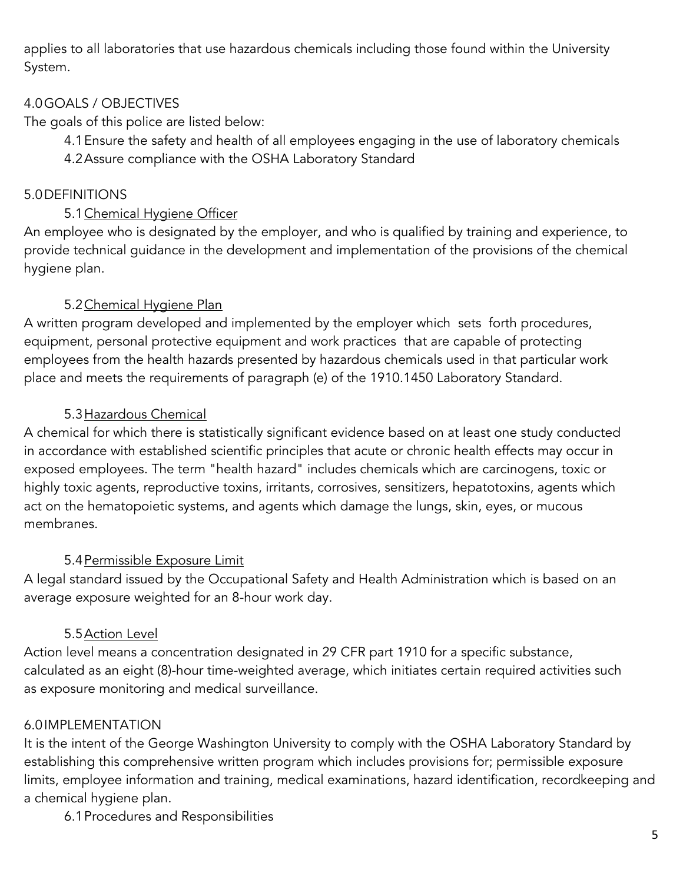applies to all laboratories that use hazardous chemicals including those found within the University System.

## 4.0 GOALS / OBJECTIVES

The goals of this police are listed below:

4.1 Ensure the safety and health of all employees engaging in the use of laboratory chemicals

4.2 Assure compliance with the OSHA Laboratory Standard

## 5.0 DEFINITIONS

### 5.1 Chemical Hygiene Officer

An employee who is designated by the employer, and who is qualified by training and experience, to provide technical guidance in the development and implementation of the provisions of the chemical hygiene plan.

### 5.2 Chemical Hygiene Plan

A written program developed and implemented by the employer which sets forth procedures, equipment, personal protective equipment and work practices that are capable of protecting employees from the health hazards presented by hazardous chemicals used in that particular work place and meets the requirements of paragraph (e) of the 1910.1450 Laboratory Standard.

### 5.3 Hazardous Chemical

A chemical for which there is statistically significant evidence based on at least one study conducted in accordance with established scientific principles that acute or chronic health effects may occur in exposed employees. The term "health hazard" includes chemicals which are carcinogens, toxic or highly toxic agents, reproductive toxins, irritants, corrosives, sensitizers, hepatotoxins, agents which act on the hematopoietic systems, and agents which damage the lungs, skin, eyes, or mucous membranes.

### 5.4 Permissible Exposure Limit

A legal standard issued by the Occupational Safety and Health Administration which is based on an average exposure weighted for an 8-hour work day.

### 5.5 Action Level

Action level means a concentration designated in 29 CFR part 1910 for a specific substance, calculated as an eight (8)-hour time-weighted average, which initiates certain required activities such as exposure monitoring and medical surveillance.

## 6.0 IMPLEMENTATION

It is the intent of the George Washington University to comply with the OSHA Laboratory Standard by establishing this comprehensive written program which includes provisions for; permissible exposure limits, employee information and training, medical examinations, hazard identification, recordkeeping and a chemical hygiene plan.

### 6.1 Procedures and Responsibilities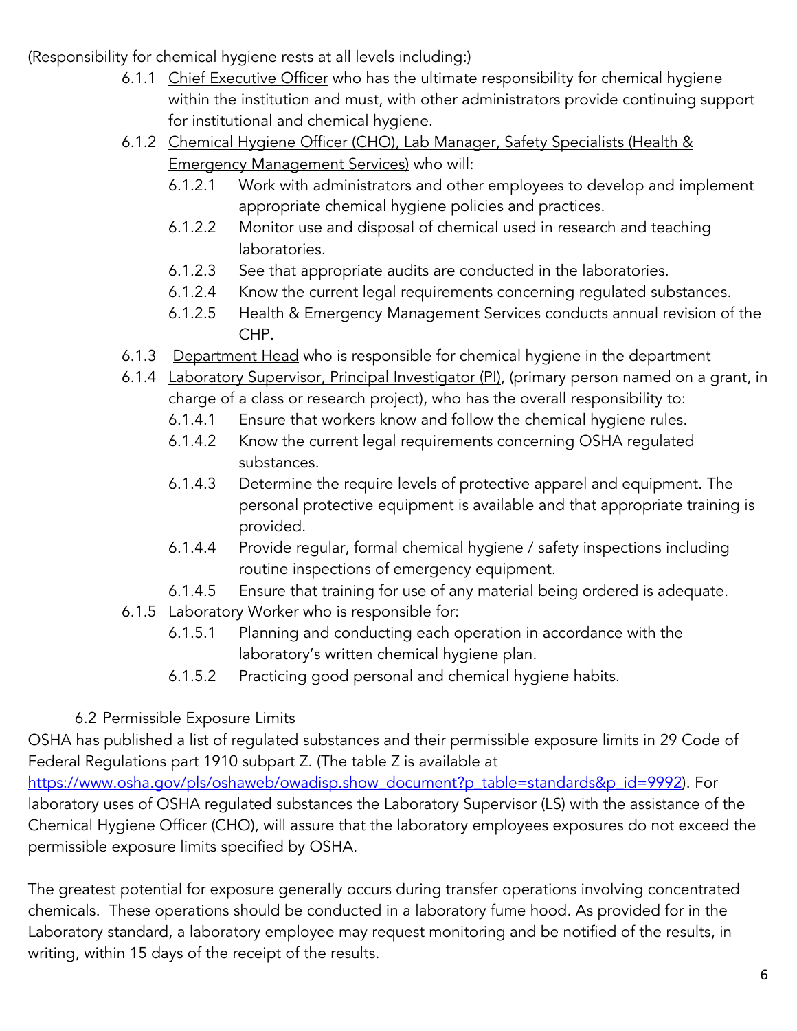(Responsibility for chemical hygiene rests at all levels including:)

- 6.1.1 Chief Executive Officer who has the ultimate responsibility for chemical hygiene within the institution and must, with other administrators provide continuing support for institutional and chemical hygiene.
- 6.1.2 Chemical Hygiene Officer (CHO), Lab Manager, Safety Specialists (Health & Emergency Management Services) who will:
  - 6.1.2.1 Work with administrators and other employees to develop and implement appropriate chemical hygiene policies and practices.
  - 6.1.2.2 Monitor use and disposal of chemical used in research and teaching laboratories.
  - 6.1.2.3 See that appropriate audits are conducted in the laboratories.
  - 6.1.2.4 Know the current legal requirements concerning regulated substances.
  - 6.1.2.5 Health & Emergency Management Services conducts annual revision of the CHP.
- 6.1.3 Department Head who is responsible for chemical hygiene in the department
- 6.1.4 Laboratory Supervisor, Principal Investigator (PI), (primary person named on a grant, in charge of a class or research project), who has the overall responsibility to:
  - 6.1.4.1 Ensure that workers know and follow the chemical hygiene rules.
  - 6.1.4.2 Know the current legal requirements concerning OSHA regulated substances.
  - 6.1.4.3 Determine the require levels of protective apparel and equipment. The personal protective equipment is available and that appropriate training is provided.
  - 6.1.4.4 Provide regular, formal chemical hygiene / safety inspections including routine inspections of emergency equipment.
  - 6.1.4.5 Ensure that training for use of any material being ordered is adequate.
- 6.1.5 Laboratory Worker who is responsible for:
  - 6.1.5.1 Planning and conducting each operation in accordance with the laboratory's written chemical hygiene plan.
  - 6.1.5.2 Practicing good personal and chemical hygiene habits.

### 6.2 Permissible Exposure Limits

OSHA has published a list of regulated substances and their permissible exposure limits in 29 Code of Federal Regulations part 1910 subpart Z. (The table Z is available at https://www.osha.gov/pls/oshaweb/owadisp.show_document?p_table=standards&p_id=9992). For laboratory uses of OSHA regulated substances the Laboratory Supervisor (LS) with the assistance of the Chemical Hygiene Officer (CHO), will assure that the laboratory employees exposures do not exceed the permissible exposure limits specified by OSHA.

The greatest potential for exposure generally occurs during transfer operations involving concentrated chemicals. These operations should be conducted in a laboratory fume hood. As provided for in the Laboratory standard, a laboratory employee may request monitoring and be notified of the results, in writing, within 15 days of the receipt of the results.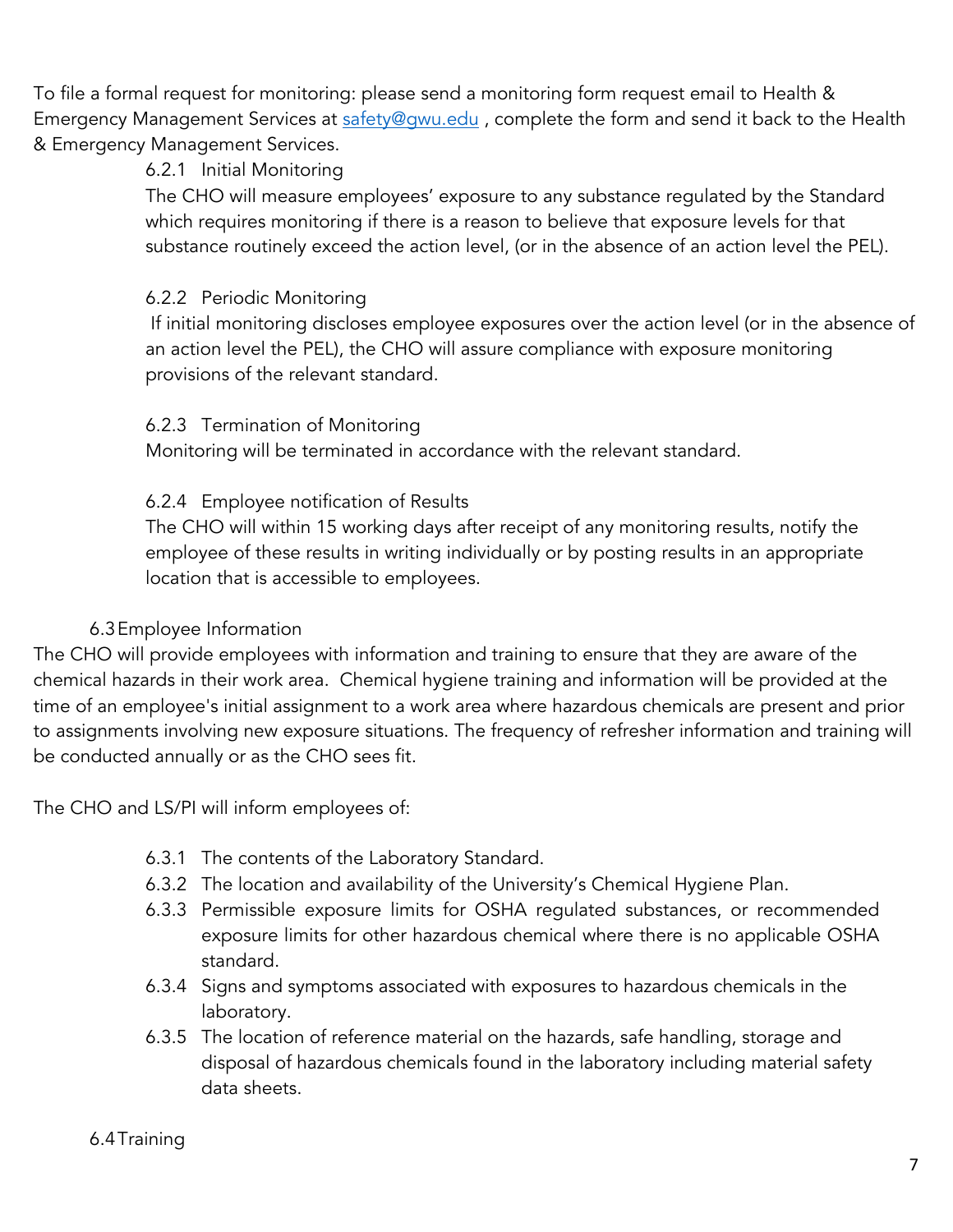To file a formal request for monitoring: please send a monitoring form request email to Health & Emergency Management Services at safety@gwu.edu , complete the form and send it back to the Health & Emergency Management Services.

#### 6.2.1 Initial Monitoring

The CHO will measure employees' exposure to any substance regulated by the Standard which requires monitoring if there is a reason to believe that exposure levels for that substance routinely exceed the action level, (or in the absence of an action level the PEL).

#### 6.2.2 Periodic Monitoring

If initial monitoring discloses employee exposures over the action level (or in the absence of an action level the PEL), the CHO will assure compliance with exposure monitoring provisions of the relevant standard.

#### 6.2.3 Termination of Monitoring

Monitoring will be terminated in accordance with the relevant standard.

#### 6.2.4 Employee notification of Results

The CHO will within 15 working days after receipt of any monitoring results, notify the employee of these results in writing individually or by posting results in an appropriate location that is accessible to employees.

### 6.3 Employee Information

The CHO will provide employees with information and training to ensure that they are aware of the chemical hazards in their work area. Chemical hygiene training and information will be provided at the time of an employee's initial assignment to a work area where hazardous chemicals are present and prior to assignments involving new exposure situations. The frequency of refresher information and training will be conducted annually or as the CHO sees fit.

The CHO and LS/PI will inform employees of:

- 6.3.1 The contents of the Laboratory Standard.
- 6.3.2 The location and availability of the University's Chemical Hygiene Plan.
- 6.3.3 Permissible exposure limits for OSHA regulated substances, or recommended exposure limits for other hazardous chemical where there is no applicable OSHA standard.
- 6.3.4 Signs and symptoms associated with exposures to hazardous chemicals in the laboratory.
- 6.3.5 The location of reference material on the hazards, safe handling, storage and disposal of hazardous chemicals found in the laboratory including material safety data sheets.

### 6.4 Training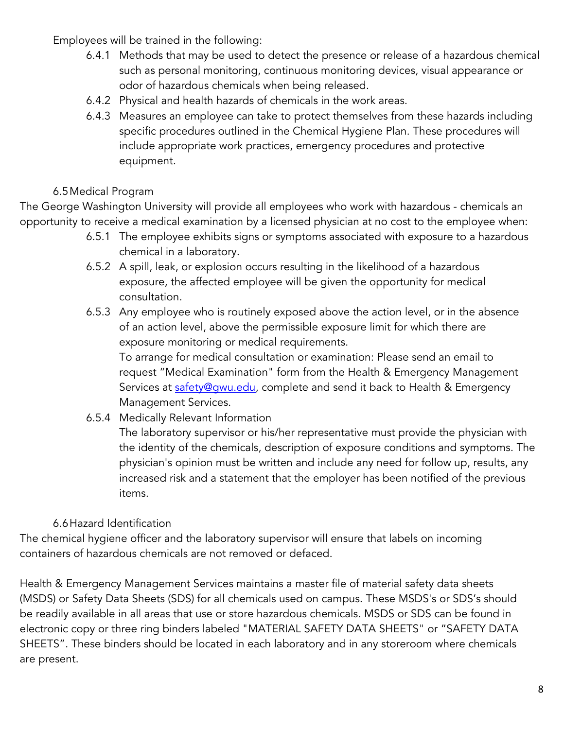Employees will be trained in the following:

- 6.4.1 Methods that may be used to detect the presence or release of a hazardous chemical such as personal monitoring, continuous monitoring devices, visual appearance or odor of hazardous chemicals when being released.
- 6.4.2 Physical and health hazards of chemicals in the work areas.
- 6.4.3 Measures an employee can take to protect themselves from these hazards including specific procedures outlined in the Chemical Hygiene Plan. These procedures will include appropriate work practices, emergency procedures and protective equipment.

### 6.5 Medical Program

The George Washington University will provide all employees who work with hazardous - chemicals an opportunity to receive a medical examination by a licensed physician at no cost to the employee when:

- 6.5.1 The employee exhibits signs or symptoms associated with exposure to a hazardous chemical in a laboratory.
- 6.5.2 A spill, leak, or explosion occurs resulting in the likelihood of a hazardous exposure, the affected employee will be given the opportunity for medical consultation.
- 6.5.3 Any employee who is routinely exposed above the action level, or in the absence of an action level, above the permissible exposure limit for which there are exposure monitoring or medical requirements.

  To arrange for medical consultation or examination: Please send an email to request "Medical Examination" form from the Health & Emergency Management Services at safety@gwu.edu, complete and send it back to Health & Emergency Management Services.
- 6.5.4 Medically Relevant Information

  The laboratory supervisor or his/her representative must provide the physician with the identity of the chemicals, description of exposure conditions and symptoms. The physician's opinion must be written and include any need for follow up, results, any increased risk and a statement that the employer has been notified of the previous items.

### 6.6 Hazard Identification

The chemical hygiene officer and the laboratory supervisor will ensure that labels on incoming containers of hazardous chemicals are not removed or defaced.

Health & Emergency Management Services maintains a master file of material safety data sheets (MSDS) or Safety Data Sheets (SDS) for all chemicals used on campus. These MSDS's or SDS's should be readily available in all areas that use or store hazardous chemicals. MSDS or SDS can be found in electronic copy or three ring binders labeled "MATERIAL SAFETY DATA SHEETS" or "SAFETY DATA SHEETS". These binders should be located in each laboratory and in any storeroom where chemicals are present.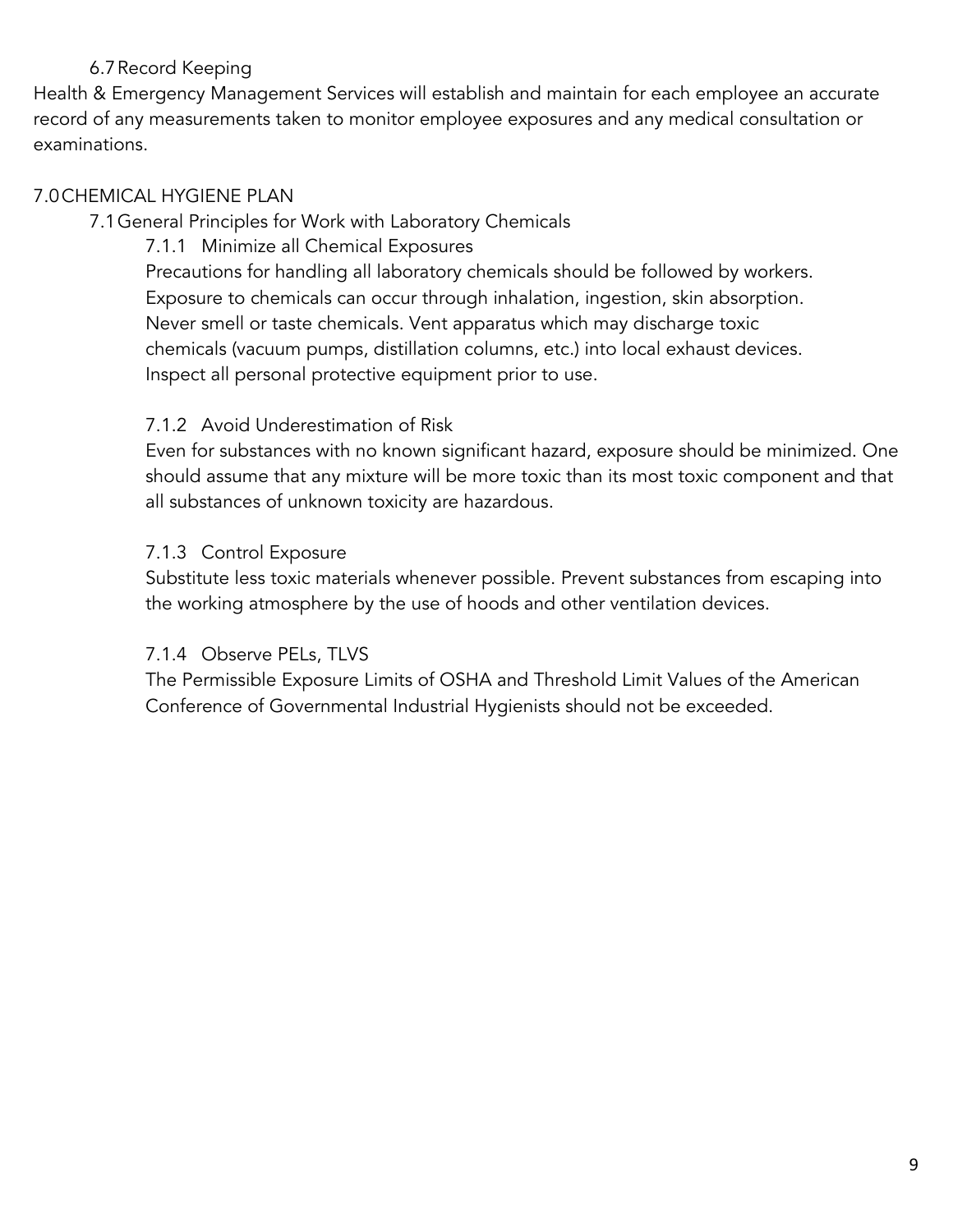### 6.7 Record Keeping

Health & Emergency Management Services will establish and maintain for each employee an accurate record of any measurements taken to monitor employee exposures and any medical consultation or examinations.

## 7.0 CHEMICAL HYGIENE PLAN

### 7.1 General Principles for Work with Laboratory Chemicals

#### 7.1.1 Minimize all Chemical Exposures

Precautions for handling all laboratory chemicals should be followed by workers. Exposure to chemicals can occur through inhalation, ingestion, skin absorption. Never smell or taste chemicals. Vent apparatus which may discharge toxic chemicals (vacuum pumps, distillation columns, etc.) into local exhaust devices. Inspect all personal protective equipment prior to use.

#### 7.1.2 Avoid Underestimation of Risk

Even for substances with no known significant hazard, exposure should be minimized. One should assume that any mixture will be more toxic than its most toxic component and that all substances of unknown toxicity are hazardous.

#### 7.1.3 Control Exposure

Substitute less toxic materials whenever possible. Prevent substances from escaping into the working atmosphere by the use of hoods and other ventilation devices.

#### 7.1.4 Observe PELs, TLVS

The Permissible Exposure Limits of OSHA and Threshold Limit Values of the American Conference of Governmental Industrial Hygienists should not be exceeded.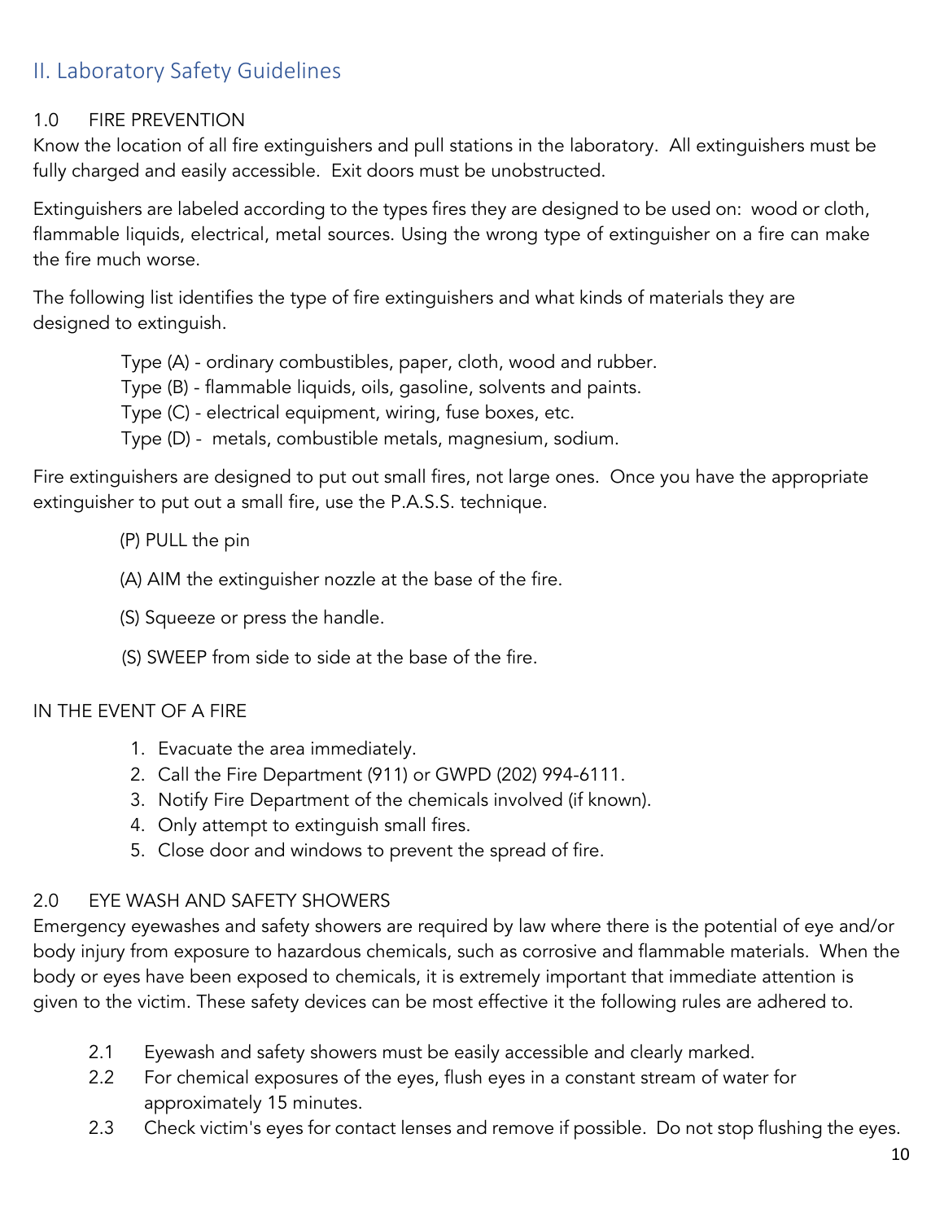## II. Laboratory Safety Guidelines

### 1.0 FIRE PREVENTION

Know the location of all fire extinguishers and pull stations in the laboratory. All extinguishers must be fully charged and easily accessible. Exit doors must be unobstructed.

Extinguishers are labeled according to the types fires they are designed to be used on: wood or cloth, flammable liquids, electrical, metal sources. Using the wrong type of extinguisher on a fire can make the fire much worse.

The following list identifies the type of fire extinguishers and what kinds of materials they are designed to extinguish.

- Type (A) - ordinary combustibles, paper, cloth, wood and rubber.
- Type (B) - flammable liquids, oils, gasoline, solvents and paints.
- Type (C) - electrical equipment, wiring, fuse boxes, etc.
- Type (D) - metals, combustible metals, magnesium, sodium.

Fire extinguishers are designed to put out small fires, not large ones. Once you have the appropriate extinguisher to put out a small fire, use the P.A.S.S. technique.

- (P) PULL the pin
- (A) AIM the extinguisher nozzle at the base of the fire.
- (S) Squeeze or press the handle.
- (S) SWEEP from side to side at the base of the fire.

IN THE EVENT OF A FIRE

1. Evacuate the area immediately.
2. Call the Fire Department (911) or GWPD (202) 994-6111.
3. Notify Fire Department of the chemicals involved (if known).
4. Only attempt to extinguish small fires.
5. Close door and windows to prevent the spread of fire.

### 2.0 EYE WASH AND SAFETY SHOWERS

Emergency eyewashes and safety showers are required by law where there is the potential of eye and/or body injury from exposure to hazardous chemicals, such as corrosive and flammable materials. When the body or eyes have been exposed to chemicals, it is extremely important that immediate attention is given to the victim. These safety devices can be most effective it the following rules are adhered to.

2.1 Eyewash and safety showers must be easily accessible and clearly marked.

2.2 For chemical exposures of the eyes, flush eyes in a constant stream of water for approximately 15 minutes.

2.3 Check victim's eyes for contact lenses and remove if possible. Do not stop flushing the eyes.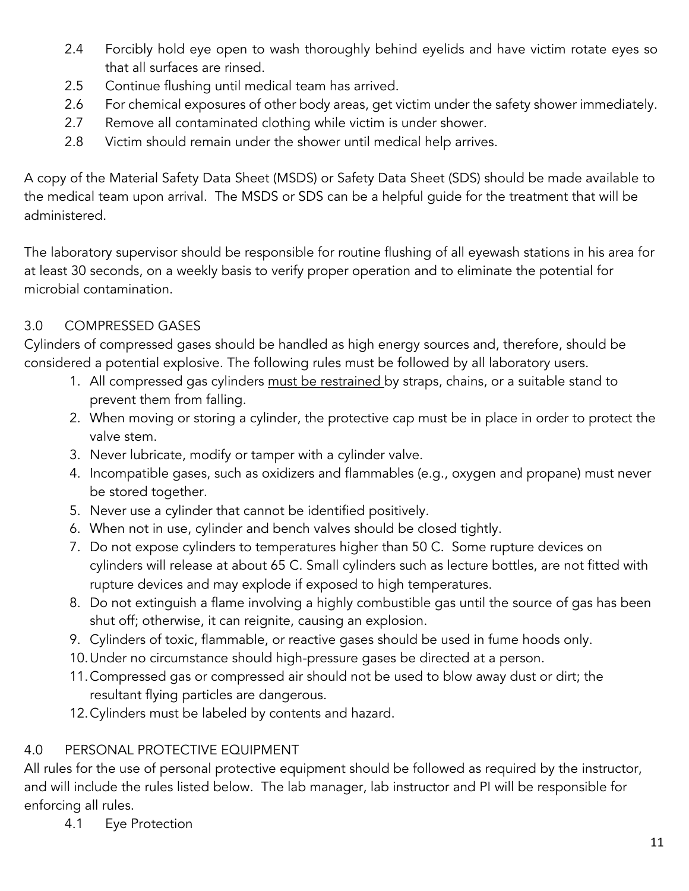2.4 Forcibly hold eye open to wash thoroughly behind eyelids and have victim rotate eyes so that all surfaces are rinsed.

2.5 Continue flushing until medical team has arrived.

2.6 For chemical exposures of other body areas, get victim under the safety shower immediately.

2.7 Remove all contaminated clothing while victim is under shower.

2.8 Victim should remain under the shower until medical help arrives.

A copy of the Material Safety Data Sheet (MSDS) or Safety Data Sheet (SDS) should be made available to the medical team upon arrival. The MSDS or SDS can be a helpful guide for the treatment that will be administered.

The laboratory supervisor should be responsible for routine flushing of all eyewash stations in his area for at least 30 seconds, on a weekly basis to verify proper operation and to eliminate the potential for microbial contamination.

## 3.0 COMPRESSED GASES

Cylinders of compressed gases should be handled as high energy sources and, therefore, should be considered a potential explosive. The following rules must be followed by all laboratory users.

1. All compressed gas cylinders <u>must be restrained</u> by straps, chains, or a suitable stand to prevent them from falling.
2. When moving or storing a cylinder, the protective cap must be in place in order to protect the valve stem.
3. Never lubricate, modify or tamper with a cylinder valve.
4. Incompatible gases, such as oxidizers and flammables (e.g., oxygen and propane) must never be stored together.
5. Never use a cylinder that cannot be identified positively.
6. When not in use, cylinder and bench valves should be closed tightly.
7. Do not expose cylinders to temperatures higher than 50 C. Some rupture devices on cylinders will release at about 65 C. Small cylinders such as lecture bottles, are not fitted with rupture devices and may explode if exposed to high temperatures.
8. Do not extinguish a flame involving a highly combustible gas until the source of gas has been shut off; otherwise, it can reignite, causing an explosion.
9. Cylinders of toxic, flammable, or reactive gases should be used in fume hoods only.
10. Under no circumstance should high-pressure gases be directed at a person.
11. Compressed gas or compressed air should not be used to blow away dust or dirt; the resultant flying particles are dangerous.
12. Cylinders must be labeled by contents and hazard.

## 4.0 PERSONAL PROTECTIVE EQUIPMENT

All rules for the use of personal protective equipment should be followed as required by the instructor, and will include the rules listed below. The lab manager, lab instructor and PI will be responsible for enforcing all rules.

4.1 Eye Protection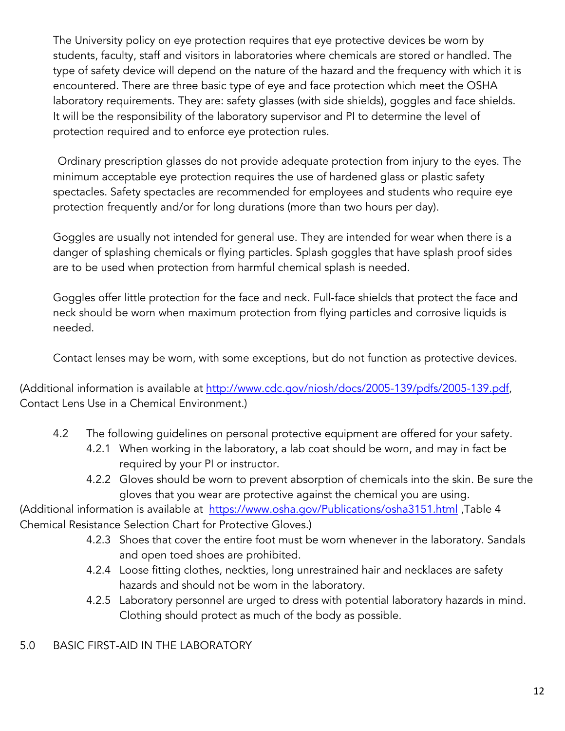The University policy on eye protection requires that eye protective devices be worn by students, faculty, staff and visitors in laboratories where chemicals are stored or handled. The type of safety device will depend on the nature of the hazard and the frequency with which it is encountered. There are three basic type of eye and face protection which meet the OSHA laboratory requirements. They are: safety glasses (with side shields), goggles and face shields. It will be the responsibility of the laboratory supervisor and PI to determine the level of protection required and to enforce eye protection rules.

Ordinary prescription glasses do not provide adequate protection from injury to the eyes. The minimum acceptable eye protection requires the use of hardened glass or plastic safety spectacles. Safety spectacles are recommended for employees and students who require eye protection frequently and/or for long durations (more than two hours per day).

Goggles are usually not intended for general use. They are intended for wear when there is a danger of splashing chemicals or flying particles. Splash goggles that have splash proof sides are to be used when protection from harmful chemical splash is needed.

Goggles offer little protection for the face and neck. Full-face shields that protect the face and neck should be worn when maximum protection from flying particles and corrosive liquids is needed.

Contact lenses may be worn, with some exceptions, but do not function as protective devices.

(Additional information is available at [http://www.cdc.gov/niosh/docs/2005-139/pdfs/2005-139.pdf](http://www.cdc.gov/niosh/docs/2005-139/pdfs/2005-139.pdf), Contact Lens Use in a Chemical Environment.)

4.2 The following guidelines on personal protective equipment are offered for your safety.

- 4.2.1 When working in the laboratory, a lab coat should be worn, and may in fact be required by your PI or instructor.
- 4.2.2 Gloves should be worn to prevent absorption of chemicals into the skin. Be sure the gloves that you wear are protective against the chemical you are using.

(Additional information is available at [https://www.osha.gov/Publications/osha3151.html](https://www.osha.gov/Publications/osha3151.html) ,Table 4 Chemical Resistance Selection Chart for Protective Gloves.)

- 4.2.3 Shoes that cover the entire foot must be worn whenever in the laboratory. Sandals and open toed shoes are prohibited.
- 4.2.4 Loose fitting clothes, neckties, long unrestrained hair and necklaces are safety hazards and should not be worn in the laboratory.
- 4.2.5 Laboratory personnel are urged to dress with potential laboratory hazards in mind. Clothing should protect as much of the body as possible.

## 5.0 BASIC FIRST-AID IN THE LABORATORY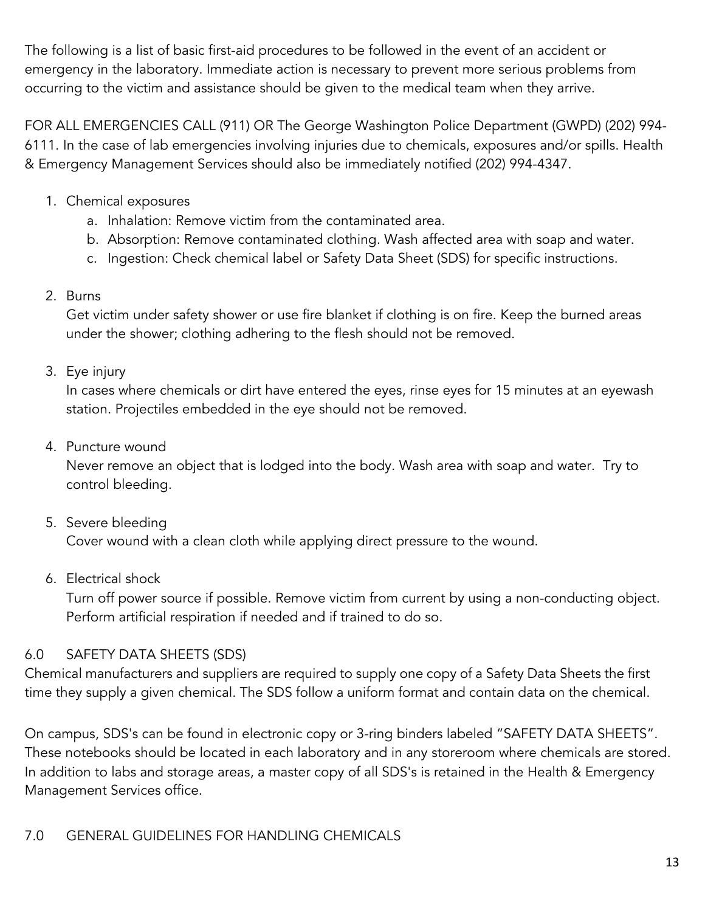The following is a list of basic first-aid procedures to be followed in the event of an accident or emergency in the laboratory. Immediate action is necessary to prevent more serious problems from occurring to the victim and assistance should be given to the medical team when they arrive.

FOR ALL EMERGENCIES CALL (911) OR The George Washington Police Department (GWPD) (202) 994-6111. In the case of lab emergencies involving injuries due to chemicals, exposures and/or spills. Health & Emergency Management Services should also be immediately notified (202) 994-4347.

1. Chemical exposures
   a. Inhalation: Remove victim from the contaminated area.
   b. Absorption: Remove contaminated clothing. Wash affected area with soap and water.
   c. Ingestion: Check chemical label or Safety Data Sheet (SDS) for specific instructions.

2. Burns

   Get victim under safety shower or use fire blanket if clothing is on fire. Keep the burned areas under the shower; clothing adhering to the flesh should not be removed.

3. Eye injury

   In cases where chemicals or dirt have entered the eyes, rinse eyes for 15 minutes at an eyewash station. Projectiles embedded in the eye should not be removed.

4. Puncture wound

   Never remove an object that is lodged into the body. Wash area with soap and water.  Try to control bleeding.

5. Severe bleeding

   Cover wound with a clean cloth while applying direct pressure to the wound.

6. Electrical shock

   Turn off power source if possible. Remove victim from current by using a non-conducting object. Perform artificial respiration if needed and if trained to do so.

## 6.0 SAFETY DATA SHEETS (SDS)

Chemical manufacturers and suppliers are required to supply one copy of a Safety Data Sheets the first time they supply a given chemical. The SDS follow a uniform format and contain data on the chemical.

On campus, SDS's can be found in electronic copy or 3-ring binders labeled "SAFETY DATA SHEETS". These notebooks should be located in each laboratory and in any storeroom where chemicals are stored. In addition to labs and storage areas, a master copy of all SDS's is retained in the Health & Emergency Management Services office.

## 7.0 GENERAL GUIDELINES FOR HANDLING CHEMICALS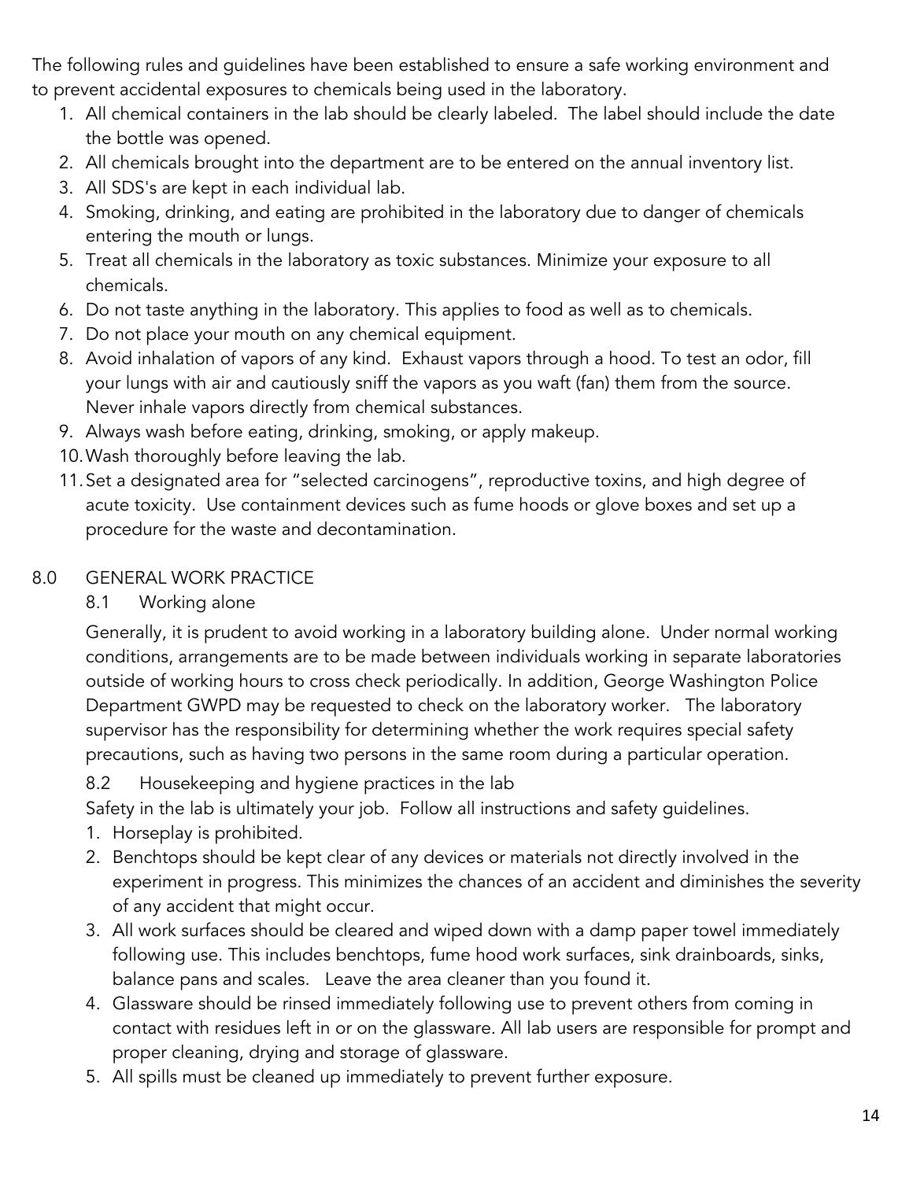The following rules and guidelines have been established to ensure a safe working environment and to prevent accidental exposures to chemicals being used in the laboratory.

1. All chemical containers in the lab should be clearly labeled. The label should include the date the bottle was opened.
2. All chemicals brought into the department are to be entered on the annual inventory list.
3. All SDS's are kept in each individual lab.
4. Smoking, drinking, and eating are prohibited in the laboratory due to danger of chemicals entering the mouth or lungs.
5. Treat all chemicals in the laboratory as toxic substances. Minimize your exposure to all chemicals.
6. Do not taste anything in the laboratory. This applies to food as well as to chemicals.
7. Do not place your mouth on any chemical equipment.
8. Avoid inhalation of vapors of any kind. Exhaust vapors through a hood. To test an odor, fill your lungs with air and cautiously sniff the vapors as you waft (fan) them from the source. Never inhale vapors directly from chemical substances.
9. Always wash before eating, drinking, smoking, or apply makeup.
10. Wash thoroughly before leaving the lab.
11. Set a designated area for "selected carcinogens", reproductive toxins, and high degree of acute toxicity. Use containment devices such as fume hoods or glove boxes and set up a procedure for the waste and decontamination.

## 8.0 GENERAL WORK PRACTICE

### 8.1 Working alone

Generally, it is prudent to avoid working in a laboratory building alone. Under normal working conditions, arrangements are to be made between individuals working in separate laboratories outside of working hours to cross check periodically. In addition, George Washington Police Department GWPD may be requested to check on the laboratory worker. The laboratory supervisor has the responsibility for determining whether the work requires special safety precautions, such as having two persons in the same room during a particular operation.

### 8.2 Housekeeping and hygiene practices in the lab

Safety in the lab is ultimately your job. Follow all instructions and safety guidelines.

1. Horseplay is prohibited.
2. Benchtops should be kept clear of any devices or materials not directly involved in the experiment in progress. This minimizes the chances of an accident and diminishes the severity of any accident that might occur.
3. All work surfaces should be cleared and wiped down with a damp paper towel immediately following use. This includes benchtops, fume hood work surfaces, sink drainboards, sinks, balance pans and scales. Leave the area cleaner than you found it.
4. Glassware should be rinsed immediately following use to prevent others from coming in contact with residues left in or on the glassware. All lab users are responsible for prompt and proper cleaning, drying and storage of glassware.
5. All spills must be cleaned up immediately to prevent further exposure.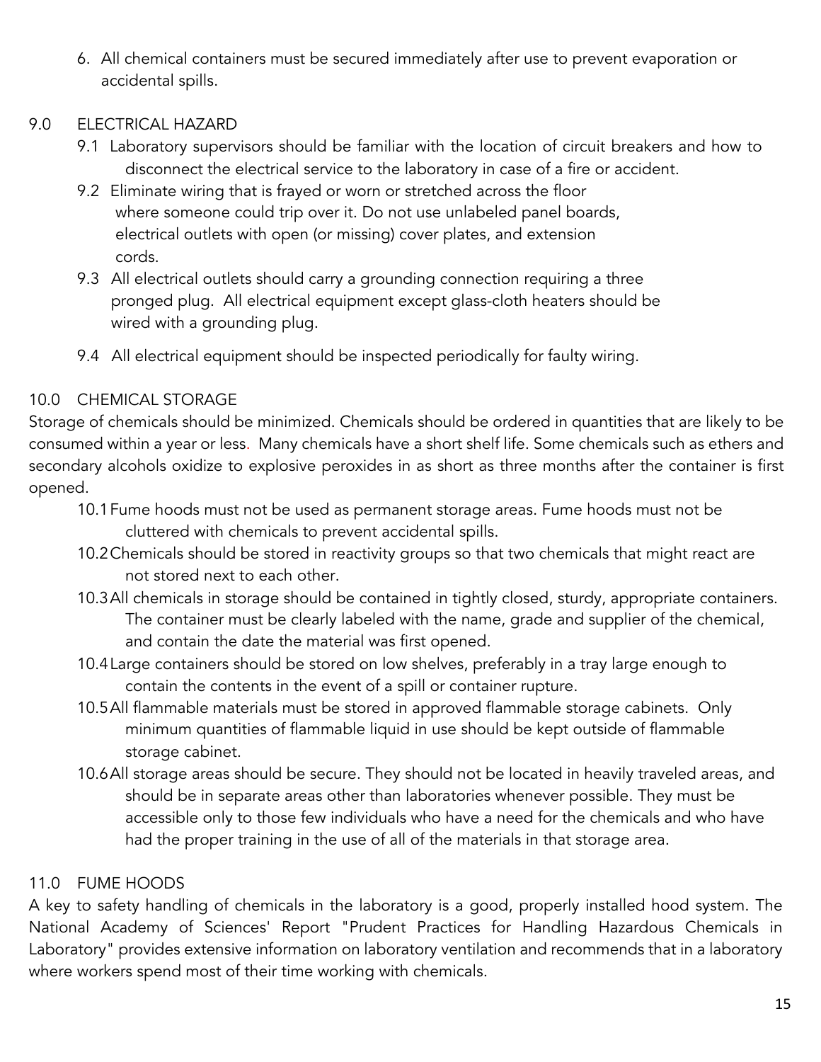6. All chemical containers must be secured immediately after use to prevent evaporation or accidental spills.

## 9.0 ELECTRICAL HAZARD

9.1 Laboratory supervisors should be familiar with the location of circuit breakers and how to disconnect the electrical service to the laboratory in case of a fire or accident.

9.2 Eliminate wiring that is frayed or worn or stretched across the floor where someone could trip over it. Do not use unlabeled panel boards, electrical outlets with open (or missing) cover plates, and extension cords.

9.3 All electrical outlets should carry a grounding connection requiring a three pronged plug. All electrical equipment except glass-cloth heaters should be wired with a grounding plug.

9.4 All electrical equipment should be inspected periodically for faulty wiring.

## 10.0 CHEMICAL STORAGE

Storage of chemicals should be minimized. Chemicals should be ordered in quantities that are likely to be consumed within a year or less. Many chemicals have a short shelf life. Some chemicals such as ethers and secondary alcohols oxidize to explosive peroxides in as short as three months after the container is first opened.

10.1 Fume hoods must not be used as permanent storage areas. Fume hoods must not be cluttered with chemicals to prevent accidental spills.

10.2 Chemicals should be stored in reactivity groups so that two chemicals that might react are not stored next to each other.

10.3 All chemicals in storage should be contained in tightly closed, sturdy, appropriate containers. The container must be clearly labeled with the name, grade and supplier of the chemical, and contain the date the material was first opened.

10.4 Large containers should be stored on low shelves, preferably in a tray large enough to contain the contents in the event of a spill or container rupture.

10.5 All flammable materials must be stored in approved flammable storage cabinets. Only minimum quantities of flammable liquid in use should be kept outside of flammable storage cabinet.

10.6 All storage areas should be secure. They should not be located in heavily traveled areas, and should be in separate areas other than laboratories whenever possible. They must be accessible only to those few individuals who have a need for the chemicals and who have had the proper training in the use of all of the materials in that storage area.

## 11.0 FUME HOODS

A key to safety handling of chemicals in the laboratory is a good, properly installed hood system. The National Academy of Sciences' Report "Prudent Practices for Handling Hazardous Chemicals in Laboratory" provides extensive information on laboratory ventilation and recommends that in a laboratory where workers spend most of their time working with chemicals.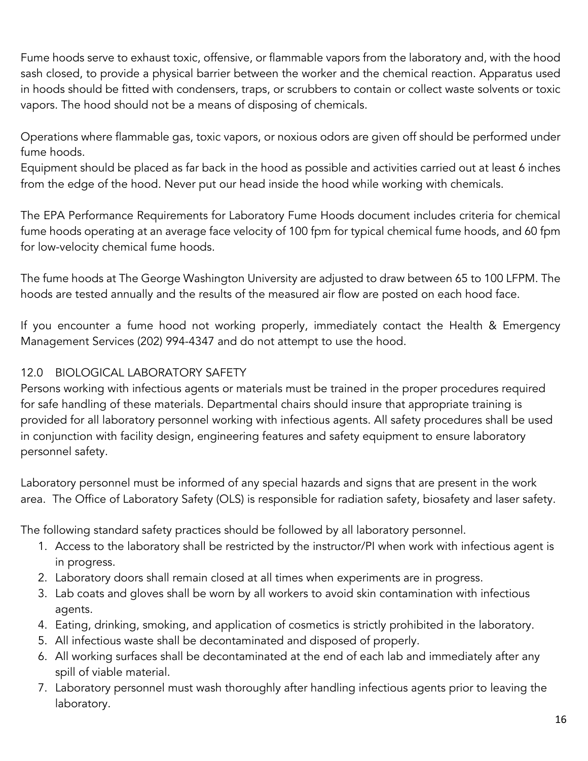Fume hoods serve to exhaust toxic, offensive, or flammable vapors from the laboratory and, with the hood sash closed, to provide a physical barrier between the worker and the chemical reaction. Apparatus used in hoods should be fitted with condensers, traps, or scrubbers to contain or collect waste solvents or toxic vapors. The hood should not be a means of disposing of chemicals.

Operations where flammable gas, toxic vapors, or noxious odors are given off should be performed under fume hoods.
Equipment should be placed as far back in the hood as possible and activities carried out at least 6 inches from the edge of the hood. Never put our head inside the hood while working with chemicals.

The EPA Performance Requirements for Laboratory Fume Hoods document includes criteria for chemical fume hoods operating at an average face velocity of 100 fpm for typical chemical fume hoods, and 60 fpm for low-velocity chemical fume hoods.

The fume hoods at The George Washington University are adjusted to draw between 65 to 100 LFPM. The hoods are tested annually and the results of the measured air flow are posted on each hood face.

If you encounter a fume hood not working properly, immediately contact the Health & Emergency Management Services (202) 994-4347 and do not attempt to use the hood.

## 12.0 BIOLOGICAL LABORATORY SAFETY

Persons working with infectious agents or materials must be trained in the proper procedures required for safe handling of these materials. Departmental chairs should insure that appropriate training is provided for all laboratory personnel working with infectious agents. All safety procedures shall be used in conjunction with facility design, engineering features and safety equipment to ensure laboratory personnel safety.

Laboratory personnel must be informed of any special hazards and signs that are present in the work area. The Office of Laboratory Safety (OLS) is responsible for radiation safety, biosafety and laser safety.

The following standard safety practices should be followed by all laboratory personnel.

1. Access to the laboratory shall be restricted by the instructor/PI when work with infectious agent is in progress.
2. Laboratory doors shall remain closed at all times when experiments are in progress.
3. Lab coats and gloves shall be worn by all workers to avoid skin contamination with infectious agents.
4. Eating, drinking, smoking, and application of cosmetics is strictly prohibited in the laboratory.
5. All infectious waste shall be decontaminated and disposed of properly.
6. All working surfaces shall be decontaminated at the end of each lab and immediately after any spill of viable material.
7. Laboratory personnel must wash thoroughly after handling infectious agents prior to leaving the laboratory.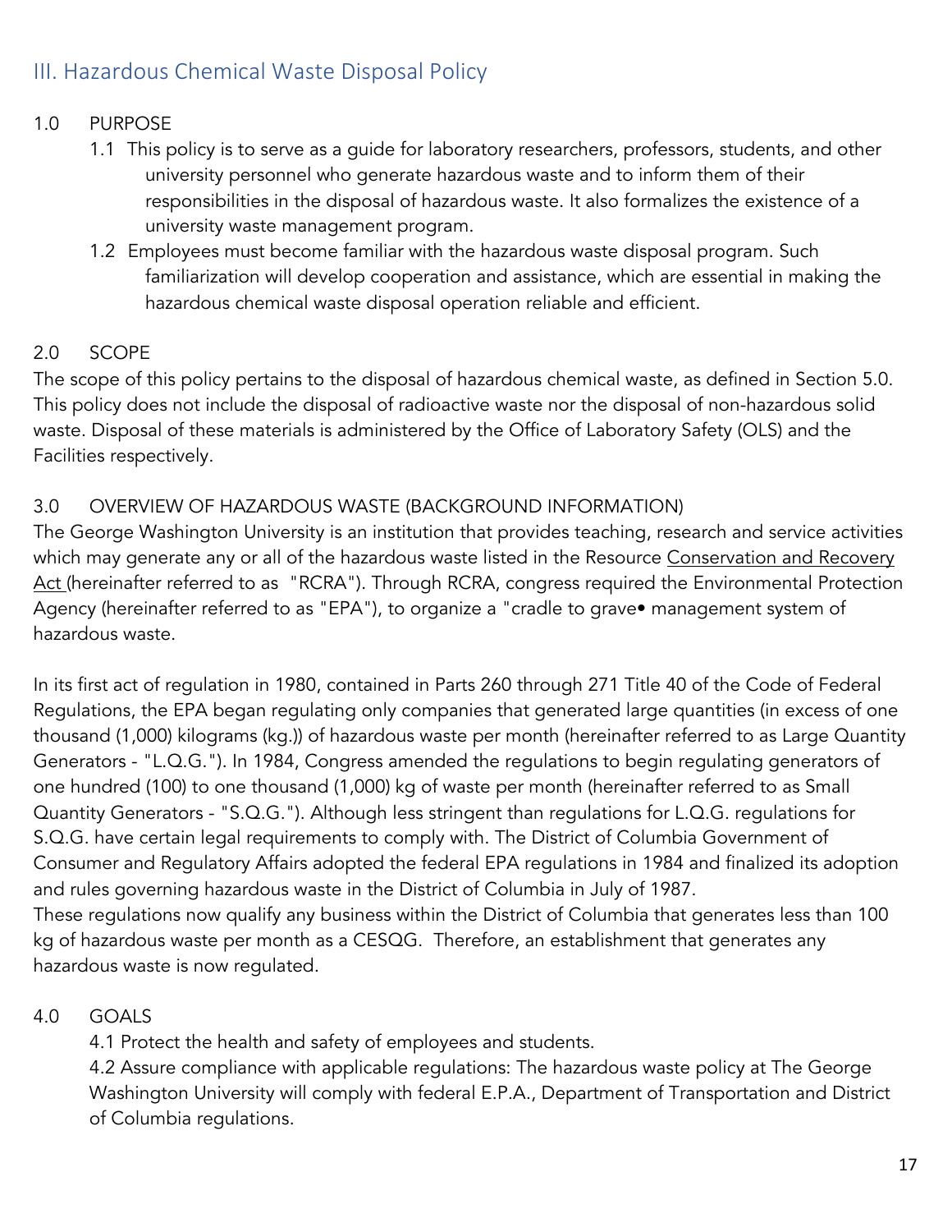## III. Hazardous Chemical Waste Disposal Policy

1.0 PURPOSE

1.1 This policy is to serve as a guide for laboratory researchers, professors, students, and other university personnel who generate hazardous waste and to inform them of their responsibilities in the disposal of hazardous waste. It also formalizes the existence of a university waste management program.

1.2 Employees must become familiar with the hazardous waste disposal program. Such familiarization will develop cooperation and assistance, which are essential in making the hazardous chemical waste disposal operation reliable and efficient.

2.0 SCOPE

The scope of this policy pertains to the disposal of hazardous chemical waste, as defined in Section 5.0. This policy does not include the disposal of radioactive waste nor the disposal of non-hazardous solid waste. Disposal of these materials is administered by the Office of Laboratory Safety (OLS) and the Facilities respectively.

3.0 OVERVIEW OF HAZARDOUS WASTE (BACKGROUND INFORMATION)

The George Washington University is an institution that provides teaching, research and service activities which may generate any or all of the hazardous waste listed in the Resource Conservation and Recovery Act (hereinafter referred to as "RCRA"). Through RCRA, congress required the Environmental Protection Agency (hereinafter referred to as "EPA"), to organize a "cradle to grave• management system of hazardous waste.

In its first act of regulation in 1980, contained in Parts 260 through 271 Title 40 of the Code of Federal Regulations, the EPA began regulating only companies that generated large quantities (in excess of one thousand (1,000) kilograms (kg.)) of hazardous waste per month (hereinafter referred to as Large Quantity Generators - "L.Q.G."). In 1984, Congress amended the regulations to begin regulating generators of one hundred (100) to one thousand (1,000) kg of waste per month (hereinafter referred to as Small Quantity Generators - "S.Q.G."). Although less stringent than regulations for L.Q.G. regulations for S.Q.G. have certain legal requirements to comply with. The District of Columbia Government of Consumer and Regulatory Affairs adopted the federal EPA regulations in 1984 and finalized its adoption and rules governing hazardous waste in the District of Columbia in July of 1987.

These regulations now qualify any business within the District of Columbia that generates less than 100 kg of hazardous waste per month as a CESQG. Therefore, an establishment that generates any hazardous waste is now regulated.

4.0 GOALS

4.1 Protect the health and safety of employees and students.

4.2 Assure compliance with applicable regulations: The hazardous waste policy at The George Washington University will comply with federal E.P.A., Department of Transportation and District of Columbia regulations.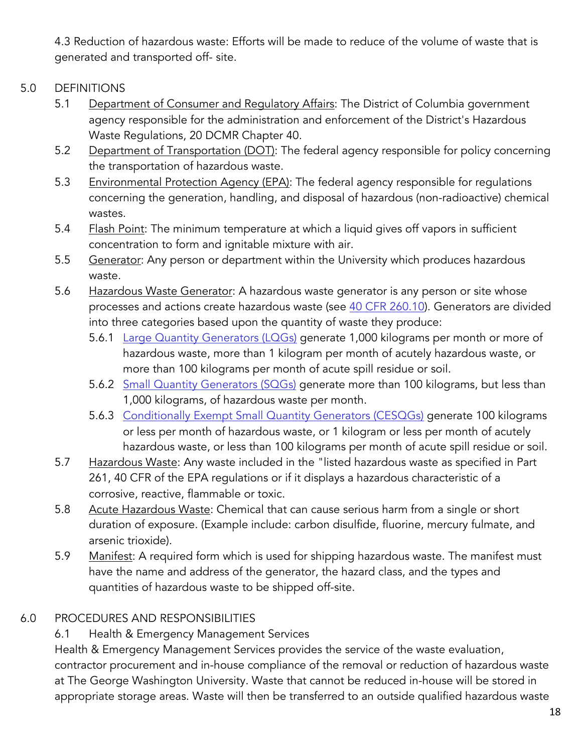4.3 Reduction of hazardous waste: Efforts will be made to reduce of the volume of waste that is generated and transported off- site.

## 5.0 DEFINITIONS

5.1 Department of Consumer and Regulatory Affairs: The District of Columbia government agency responsible for the administration and enforcement of the District's Hazardous Waste Regulations, 20 DCMR Chapter 40.

5.2 Department of Transportation (DOT): The federal agency responsible for policy concerning the transportation of hazardous waste.

5.3 Environmental Protection Agency (EPA): The federal agency responsible for regulations concerning the generation, handling, and disposal of hazardous (non-radioactive) chemical wastes.

5.4 Flash Point: The minimum temperature at which a liquid gives off vapors in sufficient concentration to form and ignitable mixture with air.

5.5 Generator: Any person or department within the University which produces hazardous waste.

5.6 Hazardous Waste Generator: A hazardous waste generator is any person or site whose processes and actions create hazardous waste (see 40 CFR 260.10). Generators are divided into three categories based upon the quantity of waste they produce:

- 5.6.1 Large Quantity Generators (LQGs) generate 1,000 kilograms per month or more of hazardous waste, more than 1 kilogram per month of acutely hazardous waste, or more than 100 kilograms per month of acute spill residue or soil.
- 5.6.2 Small Quantity Generators (SQGs) generate more than 100 kilograms, but less than 1,000 kilograms, of hazardous waste per month.
- 5.6.3 Conditionally Exempt Small Quantity Generators (CESQGs) generate 100 kilograms or less per month of hazardous waste, or 1 kilogram or less per month of acutely hazardous waste, or less than 100 kilograms per month of acute spill residue or soil.

5.7 Hazardous Waste: Any waste included in the "listed hazardous waste as specified in Part 261, 40 CFR of the EPA regulations or if it displays a hazardous characteristic of a corrosive, reactive, flammable or toxic.

5.8 Acute Hazardous Waste: Chemical that can cause serious harm from a single or short duration of exposure. (Example include: carbon disulfide, fluorine, mercury fulmate, and arsenic trioxide).

5.9 Manifest: A required form which is used for shipping hazardous waste. The manifest must have the name and address of the generator, the hazard class, and the types and quantities of hazardous waste to be shipped off-site.

## 6.0 PROCEDURES AND RESPONSIBILITIES

6.1 Health & Emergency Management Services

Health & Emergency Management Services provides the service of the waste evaluation, contractor procurement and in-house compliance of the removal or reduction of hazardous waste at The George Washington University. Waste that cannot be reduced in-house will be stored in appropriate storage areas. Waste will then be transferred to an outside qualified hazardous waste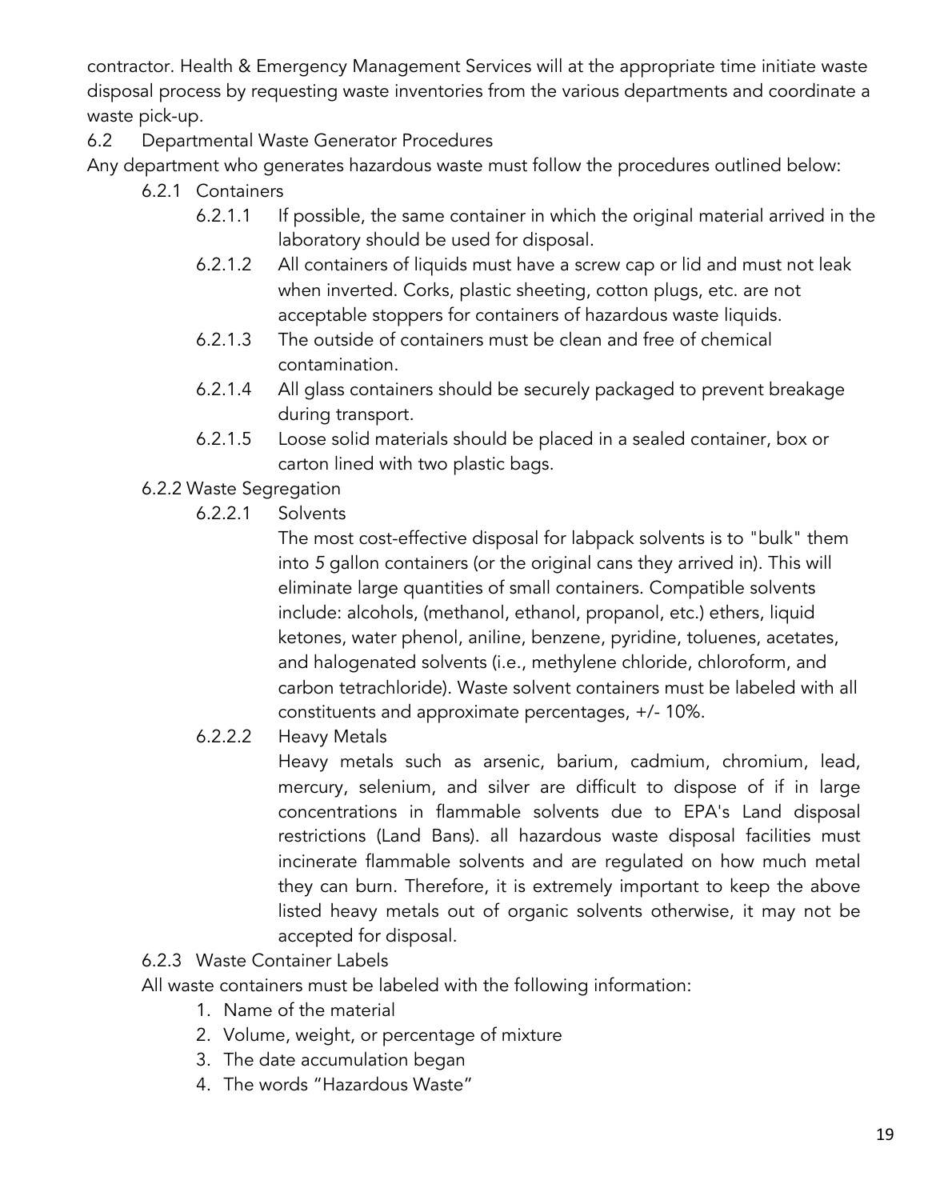contractor. Health & Emergency Management Services will at the appropriate time initiate waste disposal process by requesting waste inventories from the various departments and coordinate a waste pick-up.

### 6.2 Departmental Waste Generator Procedures

Any department who generates hazardous waste must follow the procedures outlined below:

#### 6.2.1 Containers

6.2.1.1 If possible, the same container in which the original material arrived in the laboratory should be used for disposal.

6.2.1.2 All containers of liquids must have a screw cap or lid and must not leak when inverted. Corks, plastic sheeting, cotton plugs, etc. are not acceptable stoppers for containers of hazardous waste liquids.

6.2.1.3 The outside of containers must be clean and free of chemical contamination.

6.2.1.4 All glass containers should be securely packaged to prevent breakage during transport.

6.2.1.5 Loose solid materials should be placed in a sealed container, box or carton lined with two plastic bags.

#### 6.2.2 Waste Segregation

6.2.2.1 Solvents

The most cost-effective disposal for labpack solvents is to "bulk" them into 5 gallon containers (or the original cans they arrived in). This will eliminate large quantities of small containers. Compatible solvents include: alcohols, (methanol, ethanol, propanol, etc.) ethers, liquid ketones, water phenol, aniline, benzene, pyridine, toluenes, acetates, and halogenated solvents (i.e., methylene chloride, chloroform, and carbon tetrachloride). Waste solvent containers must be labeled with all constituents and approximate percentages, +/- 10%.

6.2.2.2 Heavy Metals

Heavy metals such as arsenic, barium, cadmium, chromium, lead, mercury, selenium, and silver are difficult to dispose of if in large concentrations in flammable solvents due to EPA's Land disposal restrictions (Land Bans). all hazardous waste disposal facilities must incinerate flammable solvents and are regulated on how much metal they can burn. Therefore, it is extremely important to keep the above listed heavy metals out of organic solvents otherwise, it may not be accepted for disposal.

#### 6.2.3 Waste Container Labels

All waste containers must be labeled with the following information:

1. Name of the material
2. Volume, weight, or percentage of mixture
3. The date accumulation began
4. The words "Hazardous Waste"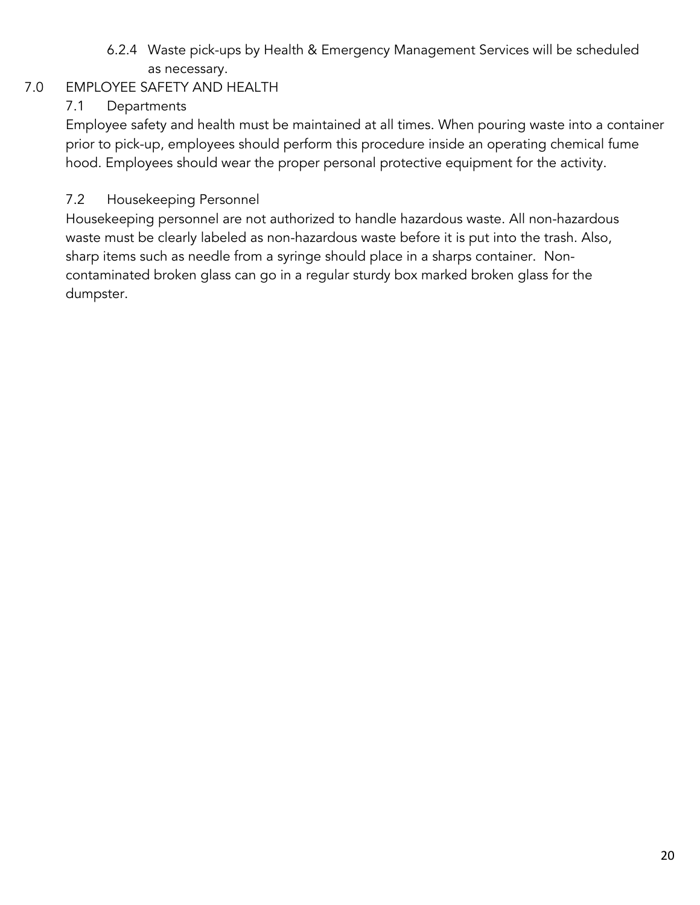6.2.4 Waste pick-ups by Health & Emergency Management Services will be scheduled as necessary.

## 7.0 EMPLOYEE SAFETY AND HEALTH

### 7.1 Departments

Employee safety and health must be maintained at all times. When pouring waste into a container prior to pick-up, employees should perform this procedure inside an operating chemical fume hood. Employees should wear the proper personal protective equipment for the activity.

### 7.2 Housekeeping Personnel

Housekeeping personnel are not authorized to handle hazardous waste. All non-hazardous waste must be clearly labeled as non-hazardous waste before it is put into the trash. Also, sharp items such as needle from a syringe should place in a sharps container. Non-contaminated broken glass can go in a regular sturdy box marked broken glass for the dumpster.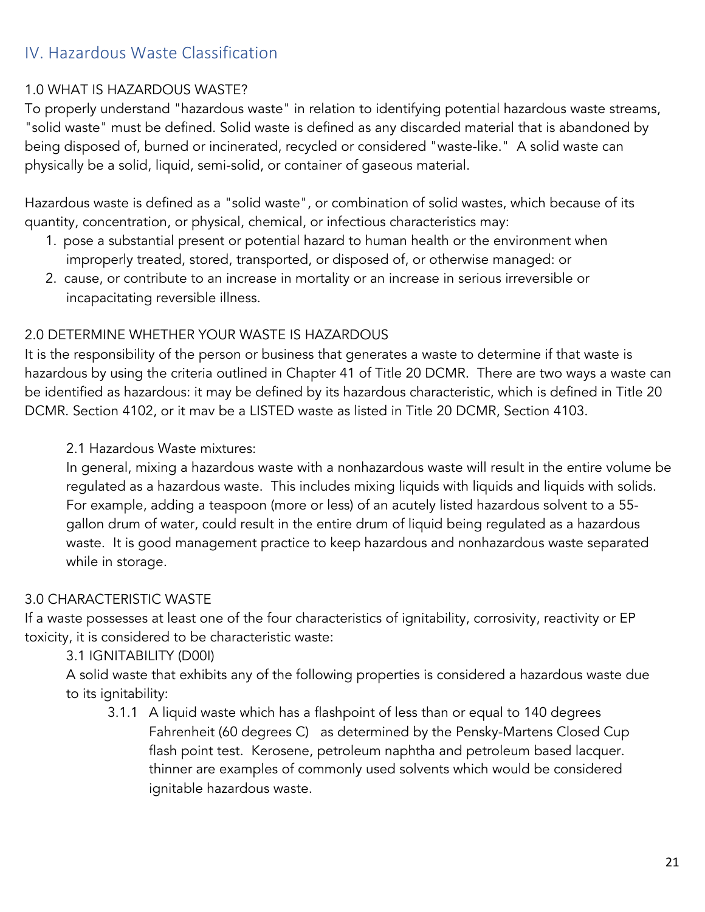## IV. Hazardous Waste Classification

1.0 WHAT IS HAZARDOUS WASTE?

To properly understand "hazardous waste" in relation to identifying potential hazardous waste streams, "solid waste" must be defined. Solid waste is defined as any discarded material that is abandoned by being disposed of, burned or incinerated, recycled or considered "waste-like." A solid waste can physically be a solid, liquid, semi-solid, or container of gaseous material.

Hazardous waste is defined as a "solid waste", or combination of solid wastes, which because of its quantity, concentration, or physical, chemical, or infectious characteristics may:

1. pose a substantial present or potential hazard to human health or the environment when improperly treated, stored, transported, or disposed of, or otherwise managed: or
2. cause, or contribute to an increase in mortality or an increase in serious irreversible or incapacitating reversible illness.

2.0 DETERMINE WHETHER YOUR WASTE IS HAZARDOUS

It is the responsibility of the person or business that generates a waste to determine if that waste is hazardous by using the criteria outlined in Chapter 41 of Title 20 DCMR. There are two ways a waste can be identified as hazardous: it may be defined by its hazardous characteristic, which is defined in Title 20 DCMR. Section 4102, or it mav be a LISTED waste as listed in Title 20 DCMR, Section 4103.

2.1 Hazardous Waste mixtures:

In general, mixing a hazardous waste with a nonhazardous waste will result in the entire volume be regulated as a hazardous waste. This includes mixing liquids with liquids and liquids with solids. For example, adding a teaspoon (more or less) of an acutely listed hazardous solvent to a 55-gallon drum of water, could result in the entire drum of liquid being regulated as a hazardous waste. It is good management practice to keep hazardous and nonhazardous waste separated while in storage.

3.0 CHARACTERISTIC WASTE

If a waste possesses at least one of the four characteristics of ignitability, corrosivity, reactivity or EP toxicity, it is considered to be characteristic waste:

3.1 IGNITABILITY (D00I)

A solid waste that exhibits any of the following properties is considered a hazardous waste due to its ignitability:

3.1.1 A liquid waste which has a flashpoint of less than or equal to 140 degrees Fahrenheit (60 degrees C) as determined by the Pensky-Martens Closed Cup flash point test. Kerosene, petroleum naphtha and petroleum based lacquer. thinner are examples of commonly used solvents which would be considered ignitable hazardous waste.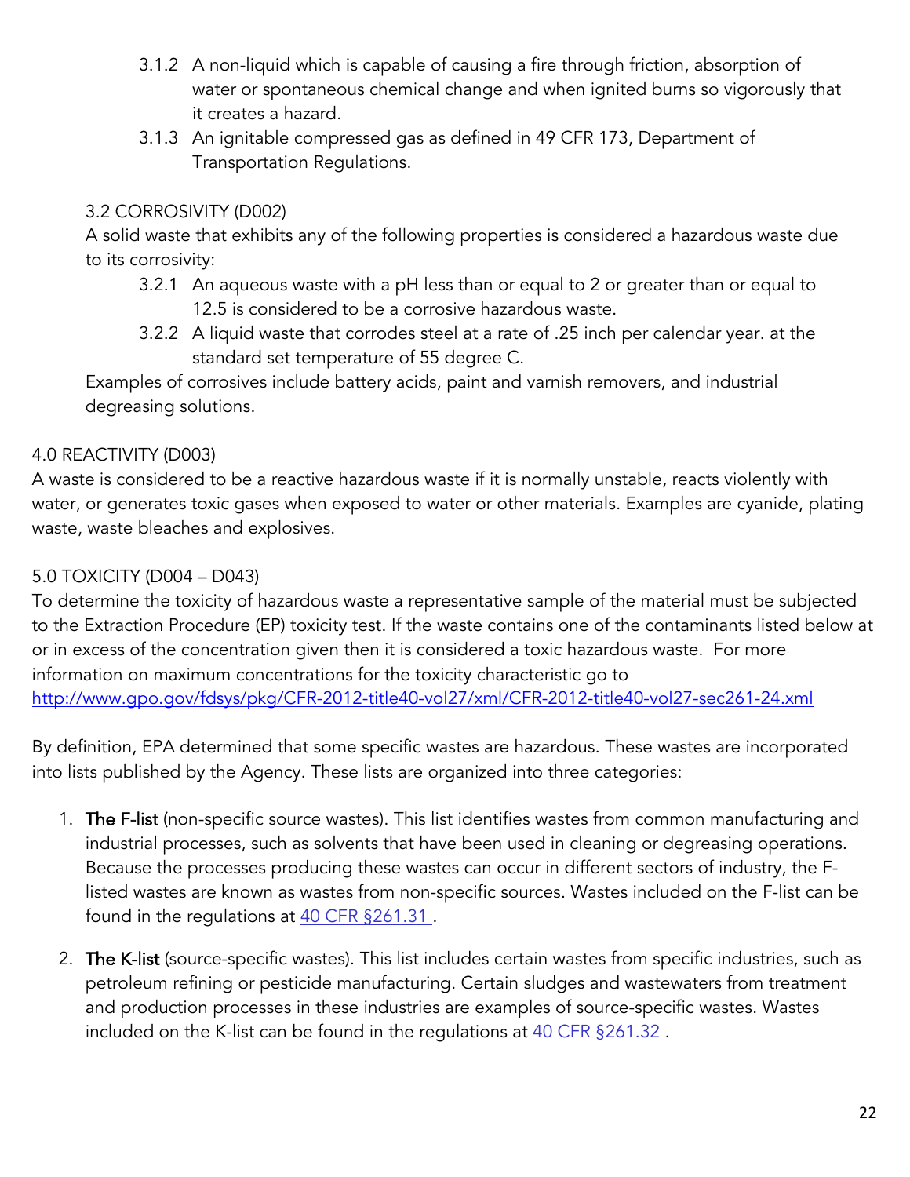3.1.2 A non-liquid which is capable of causing a fire through friction, absorption of water or spontaneous chemical change and when ignited burns so vigorously that it creates a hazard.

3.1.3 An ignitable compressed gas as defined in 49 CFR 173, Department of Transportation Regulations.

### 3.2 CORROSIVITY (D002)

A solid waste that exhibits any of the following properties is considered a hazardous waste due to its corrosivity:

3.2.1 An aqueous waste with a pH less than or equal to 2 or greater than or equal to 12.5 is considered to be a corrosive hazardous waste.

3.2.2 A liquid waste that corrodes steel at a rate of .25 inch per calendar year. at the standard set temperature of 55 degree C.

Examples of corrosives include battery acids, paint and varnish removers, and industrial degreasing solutions.

## 4.0 REACTIVITY (D003)

A waste is considered to be a reactive hazardous waste if it is normally unstable, reacts violently with water, or generates toxic gases when exposed to water or other materials. Examples are cyanide, plating waste, waste bleaches and explosives.

## 5.0 TOXICITY (D004 – D043)

To determine the toxicity of hazardous waste a representative sample of the material must be subjected to the Extraction Procedure (EP) toxicity test. If the waste contains one of the contaminants listed below at or in excess of the concentration given then it is considered a toxic hazardous waste. For more information on maximum concentrations for the toxicity characteristic go to http://www.gpo.gov/fdsys/pkg/CFR-2012-title40-vol27/xml/CFR-2012-title40-vol27-sec261-24.xml

By definition, EPA determined that some specific wastes are hazardous. These wastes are incorporated into lists published by the Agency. These lists are organized into three categories:

1. **The F-list** (non-specific source wastes). This list identifies wastes from common manufacturing and industrial processes, such as solvents that have been used in cleaning or degreasing operations. Because the processes producing these wastes can occur in different sectors of industry, the F-listed wastes are known as wastes from non-specific sources. Wastes included on the F-list can be found in the regulations at 40 CFR §261.31 .

2. **The K-list** (source-specific wastes). This list includes certain wastes from specific industries, such as petroleum refining or pesticide manufacturing. Certain sludges and wastewaters from treatment and production processes in these industries are examples of source-specific wastes. Wastes included on the K-list can be found in the regulations at 40 CFR §261.32 .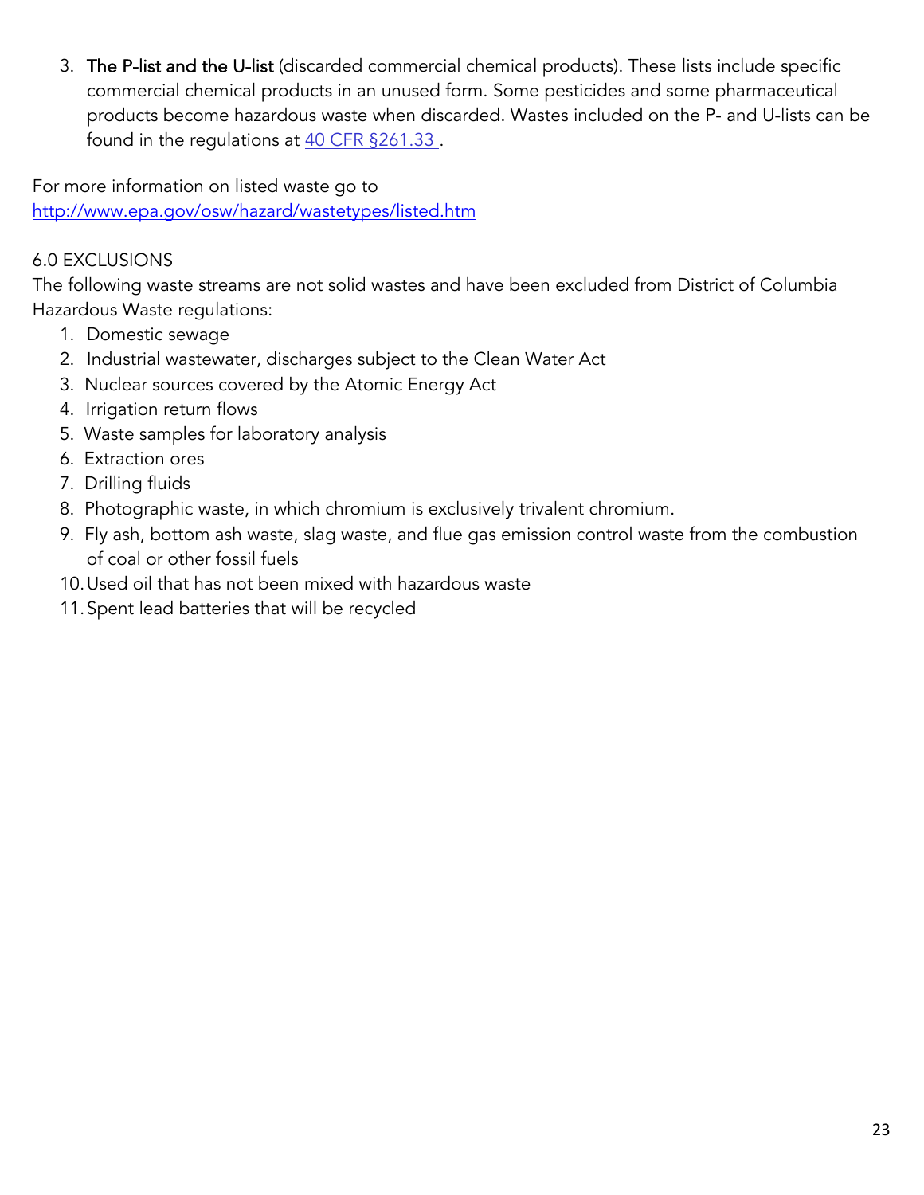3. **The P-list and the U-list** (discarded commercial chemical products). These lists include specific commercial chemical products in an unused form. Some pesticides and some pharmaceutical products become hazardous waste when discarded. Wastes included on the P- and U-lists can be found in the regulations at [40 CFR §261.33](40 CFR §261.33) .

For more information on listed waste go to
[http://www.epa.gov/osw/hazard/wastetypes/listed.htm](http://www.epa.gov/osw/hazard/wastetypes/listed.htm)

## 6.0 EXCLUSIONS

The following waste streams are not solid wastes and have been excluded from District of Columbia Hazardous Waste regulations:

1. Domestic sewage
2. Industrial wastewater, discharges subject to the Clean Water Act
3. Nuclear sources covered by the Atomic Energy Act
4. Irrigation return flows
5. Waste samples for laboratory analysis
6. Extraction ores
7. Drilling fluids
8. Photographic waste, in which chromium is exclusively trivalent chromium.
9. Fly ash, bottom ash waste, slag waste, and flue gas emission control waste from the combustion of coal or other fossil fuels
10. Used oil that has not been mixed with hazardous waste
11. Spent lead batteries that will be recycled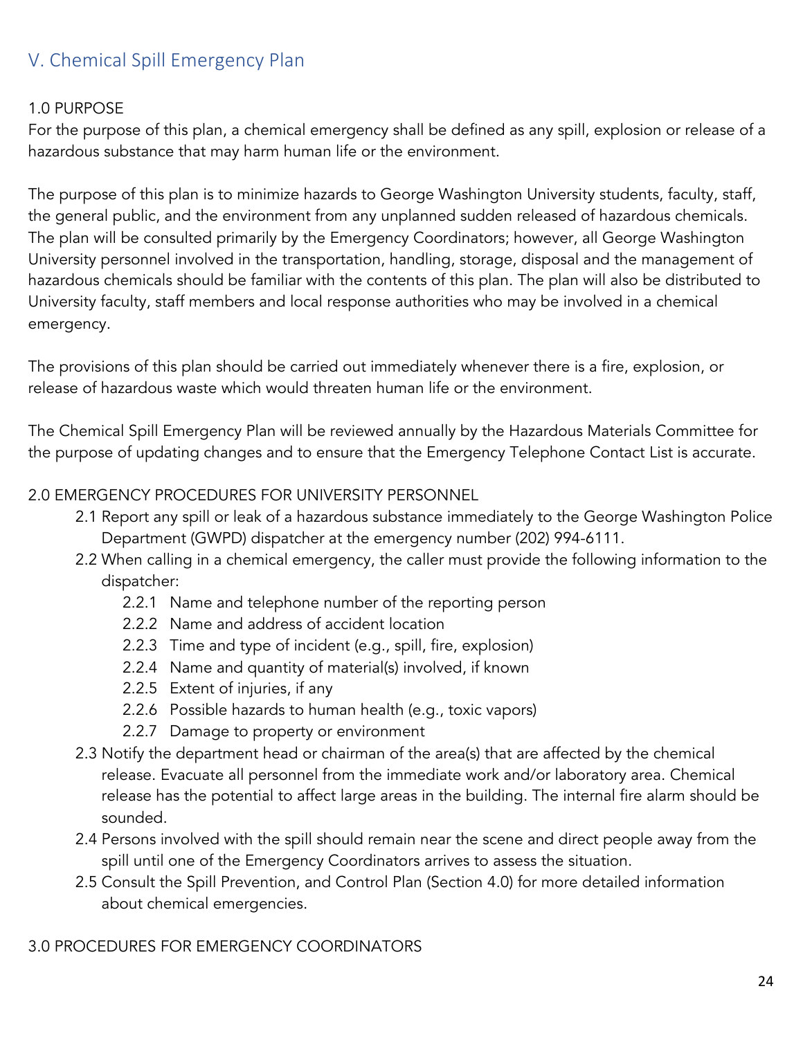## V. Chemical Spill Emergency Plan

1.0 PURPOSE

For the purpose of this plan, a chemical emergency shall be defined as any spill, explosion or release of a hazardous substance that may harm human life or the environment.

The purpose of this plan is to minimize hazards to George Washington University students, faculty, staff, the general public, and the environment from any unplanned sudden released of hazardous chemicals. The plan will be consulted primarily by the Emergency Coordinators; however, all George Washington University personnel involved in the transportation, handling, storage, disposal and the management of hazardous chemicals should be familiar with the contents of this plan. The plan will also be distributed to University faculty, staff members and local response authorities who may be involved in a chemical emergency.

The provisions of this plan should be carried out immediately whenever there is a fire, explosion, or release of hazardous waste which would threaten human life or the environment.

The Chemical Spill Emergency Plan will be reviewed annually by the Hazardous Materials Committee for the purpose of updating changes and to ensure that the Emergency Telephone Contact List is accurate.

2.0 EMERGENCY PROCEDURES FOR UNIVERSITY PERSONNEL

- 2.1 Report any spill or leak of a hazardous substance immediately to the George Washington Police Department (GWPD) dispatcher at the emergency number (202) 994-6111.
- 2.2 When calling in a chemical emergency, the caller must provide the following information to the dispatcher:
  - 2.2.1 Name and telephone number of the reporting person
  - 2.2.2 Name and address of accident location
  - 2.2.3 Time and type of incident (e.g., spill, fire, explosion)
  - 2.2.4 Name and quantity of material(s) involved, if known
  - 2.2.5 Extent of injuries, if any
  - 2.2.6 Possible hazards to human health (e.g., toxic vapors)
  - 2.2.7 Damage to property or environment
- 2.3 Notify the department head or chairman of the area(s) that are affected by the chemical release. Evacuate all personnel from the immediate work and/or laboratory area. Chemical release has the potential to affect large areas in the building. The internal fire alarm should be sounded.
- 2.4 Persons involved with the spill should remain near the scene and direct people away from the spill until one of the Emergency Coordinators arrives to assess the situation.
- 2.5 Consult the Spill Prevention, and Control Plan (Section 4.0) for more detailed information about chemical emergencies.

3.0 PROCEDURES FOR EMERGENCY COORDINATORS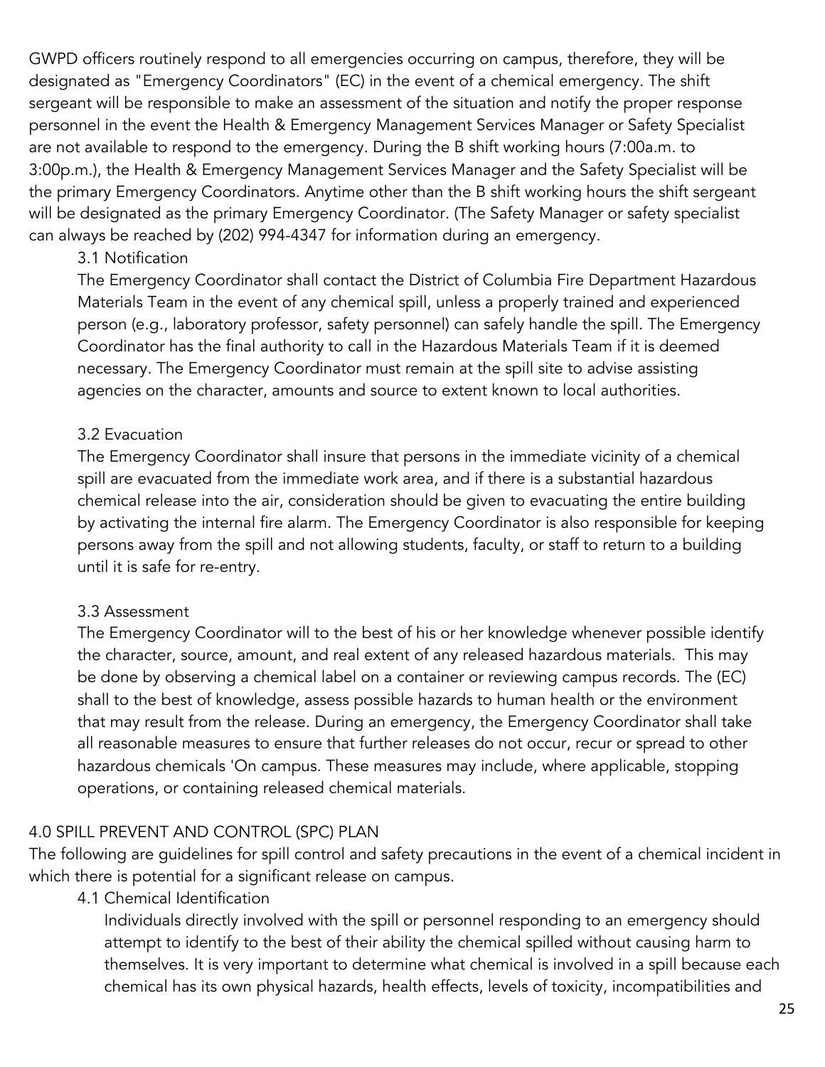GWPD officers routinely respond to all emergencies occurring on campus, therefore, they will be designated as "Emergency Coordinators" (EC) in the event of a chemical emergency. The shift sergeant will be responsible to make an assessment of the situation and notify the proper response personnel in the event the Health & Emergency Management Services Manager or Safety Specialist are not available to respond to the emergency. During the B shift working hours (7:00a.m. to 3:00p.m.), the Health & Emergency Management Services Manager and the Safety Specialist will be the primary Emergency Coordinators. Anytime other than the B shift working hours the shift sergeant will be designated as the primary Emergency Coordinator. (The Safety Manager or safety specialist can always be reached by (202) 994-4347 for information during an emergency.

### 3.1 Notification

The Emergency Coordinator shall contact the District of Columbia Fire Department Hazardous Materials Team in the event of any chemical spill, unless a properly trained and experienced person (e.g., laboratory professor, safety personnel) can safely handle the spill. The Emergency Coordinator has the final authority to call in the Hazardous Materials Team if it is deemed necessary. The Emergency Coordinator must remain at the spill site to advise assisting agencies on the character, amounts and source to extent known to local authorities.

### 3.2 Evacuation

The Emergency Coordinator shall insure that persons in the immediate vicinity of a chemical spill are evacuated from the immediate work area, and if there is a substantial hazardous chemical release into the air, consideration should be given to evacuating the entire building by activating the internal fire alarm. The Emergency Coordinator is also responsible for keeping persons away from the spill and not allowing students, faculty, or staff to return to a building until it is safe for re-entry.

### 3.3 Assessment

The Emergency Coordinator will to the best of his or her knowledge whenever possible identify the character, source, amount, and real extent of any released hazardous materials. This may be done by observing a chemical label on a container or reviewing campus records. The (EC) shall to the best of knowledge, assess possible hazards to human health or the environment that may result from the release. During an emergency, the Emergency Coordinator shall take all reasonable measures to ensure that further releases do not occur, recur or spread to other hazardous chemicals 'On campus. These measures may include, where applicable, stopping operations, or containing released chemical materials.

## 4.0 SPILL PREVENT AND CONTROL (SPC) PLAN

The following are guidelines for spill control and safety precautions in the event of a chemical incident in which there is potential for a significant release on campus.

### 4.1 Chemical Identification

Individuals directly involved with the spill or personnel responding to an emergency should attempt to identify to the best of their ability the chemical spilled without causing harm to themselves. It is very important to determine what chemical is involved in a spill because each chemical has its own physical hazards, health effects, levels of toxicity, incompatibilities and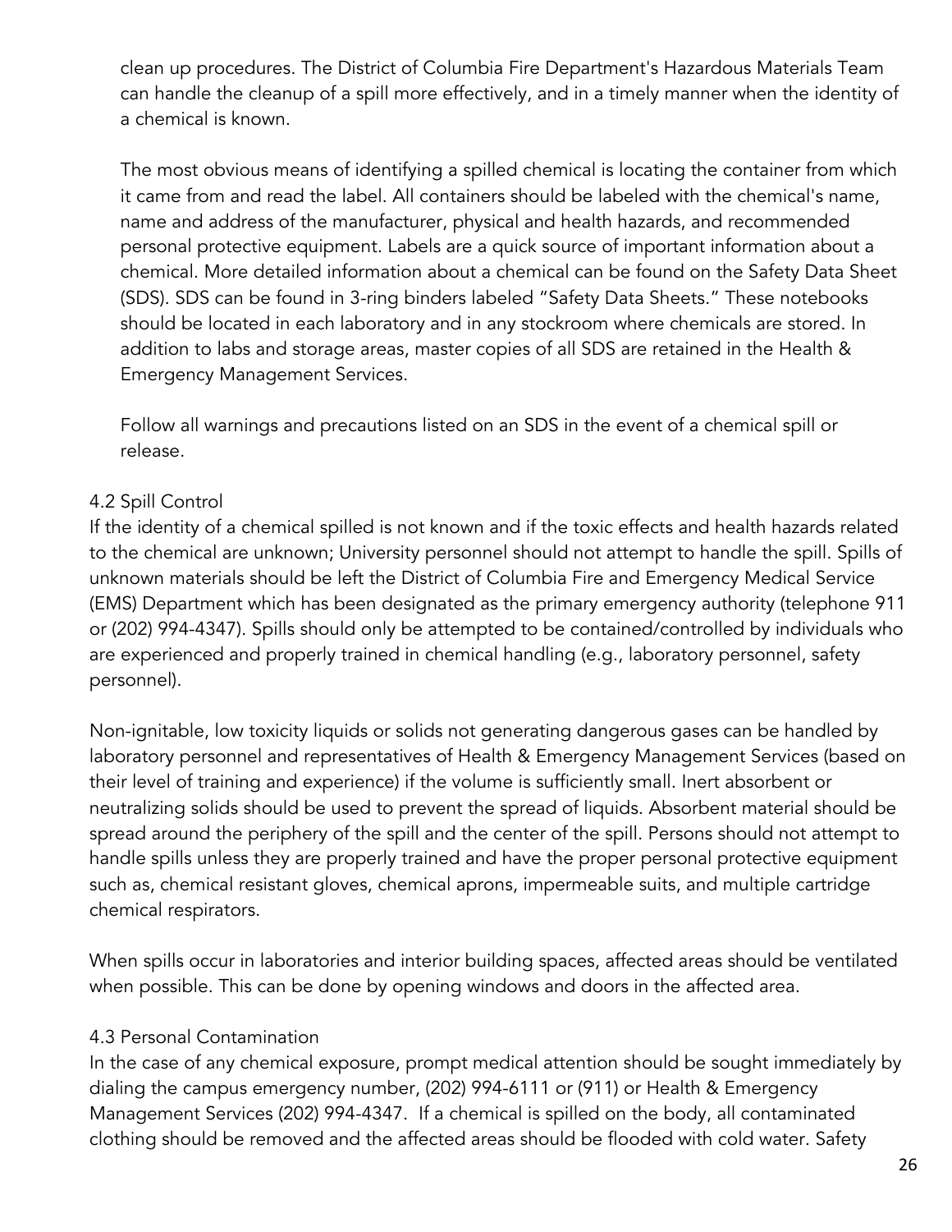clean up procedures. The District of Columbia Fire Department's Hazardous Materials Team can handle the cleanup of a spill more effectively, and in a timely manner when the identity of a chemical is known.

The most obvious means of identifying a spilled chemical is locating the container from which it came from and read the label. All containers should be labeled with the chemical's name, name and address of the manufacturer, physical and health hazards, and recommended personal protective equipment. Labels are a quick source of important information about a chemical. More detailed information about a chemical can be found on the Safety Data Sheet (SDS). SDS can be found in 3-ring binders labeled "Safety Data Sheets." These notebooks should be located in each laboratory and in any stockroom where chemicals are stored. In addition to labs and storage areas, master copies of all SDS are retained in the Health & Emergency Management Services.

Follow all warnings and precautions listed on an SDS in the event of a chemical spill or release.

### 4.2 Spill Control

If the identity of a chemical spilled is not known and if the toxic effects and health hazards related to the chemical are unknown; University personnel should not attempt to handle the spill. Spills of unknown materials should be left the District of Columbia Fire and Emergency Medical Service (EMS) Department which has been designated as the primary emergency authority (telephone 911 or (202) 994-4347). Spills should only be attempted to be contained/controlled by individuals who are experienced and properly trained in chemical handling (e.g., laboratory personnel, safety personnel).

Non-ignitable, low toxicity liquids or solids not generating dangerous gases can be handled by laboratory personnel and representatives of Health & Emergency Management Services (based on their level of training and experience) if the volume is sufficiently small. Inert absorbent or neutralizing solids should be used to prevent the spread of liquids. Absorbent material should be spread around the periphery of the spill and the center of the spill. Persons should not attempt to handle spills unless they are properly trained and have the proper personal protective equipment such as, chemical resistant gloves, chemical aprons, impermeable suits, and multiple cartridge chemical respirators.

When spills occur in laboratories and interior building spaces, affected areas should be ventilated when possible. This can be done by opening windows and doors in the affected area.

### 4.3 Personal Contamination

In the case of any chemical exposure, prompt medical attention should be sought immediately by dialing the campus emergency number, (202) 994-6111 or (911) or Health & Emergency Management Services (202) 994-4347. If a chemical is spilled on the body, all contaminated clothing should be removed and the affected areas should be flooded with cold water. Safety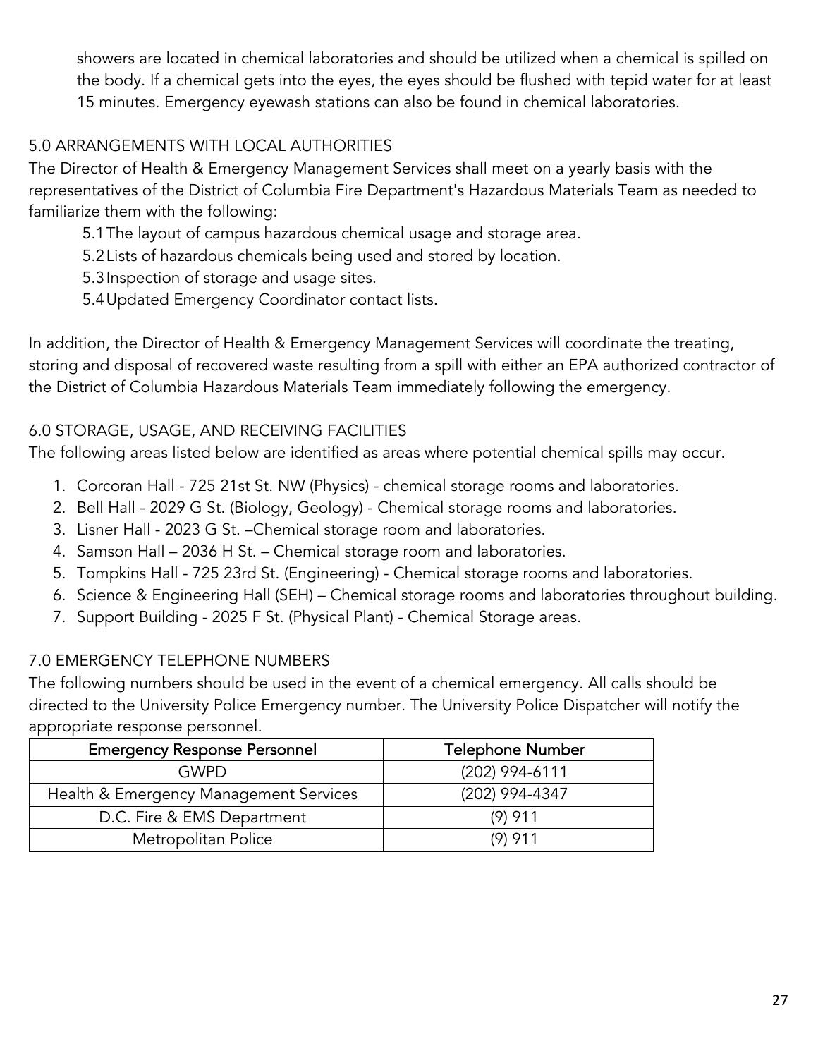showers are located in chemical laboratories and should be utilized when a chemical is spilled on the body. If a chemical gets into the eyes, the eyes should be flushed with tepid water for at least 15 minutes. Emergency eyewash stations can also be found in chemical laboratories.

## 5.0 ARRANGEMENTS WITH LOCAL AUTHORITIES

The Director of Health & Emergency Management Services shall meet on a yearly basis with the representatives of the District of Columbia Fire Department's Hazardous Materials Team as needed to familiarize them with the following:

5.1 The layout of campus hazardous chemical usage and storage area.

5.2 Lists of hazardous chemicals being used and stored by location.

5.3 Inspection of storage and usage sites.

5.4 Updated Emergency Coordinator contact lists.

In addition, the Director of Health & Emergency Management Services will coordinate the treating, storing and disposal of recovered waste resulting from a spill with either an EPA authorized contractor of the District of Columbia Hazardous Materials Team immediately following the emergency.

## 6.0 STORAGE, USAGE, AND RECEIVING FACILITIES

The following areas listed below are identified as areas where potential chemical spills may occur.

1. Corcoran Hall - 725 21st St. NW (Physics) - chemical storage rooms and laboratories.
2. Bell Hall - 2029 G St. (Biology, Geology) - Chemical storage rooms and laboratories.
3. Lisner Hall - 2023 G St. –Chemical storage room and laboratories.
4. Samson Hall – 2036 H St. – Chemical storage room and laboratories.
5. Tompkins Hall - 725 23rd St. (Engineering) - Chemical storage rooms and laboratories.
6. Science & Engineering Hall (SEH) – Chemical storage rooms and laboratories throughout building.
7. Support Building - 2025 F St. (Physical Plant) - Chemical Storage areas.

## 7.0 EMERGENCY TELEPHONE NUMBERS

The following numbers should be used in the event of a chemical emergency. All calls should be directed to the University Police Emergency number. The University Police Dispatcher will notify the appropriate response personnel.

| Emergency Response Personnel | Telephone Number |
|---|---|
| GWPD | (202) 994-6111 |
| Health & Emergency Management Services | (202) 994-4347 |
| D.C. Fire & EMS Department | (9) 911 |
| Metropolitan Police | (9) 911 |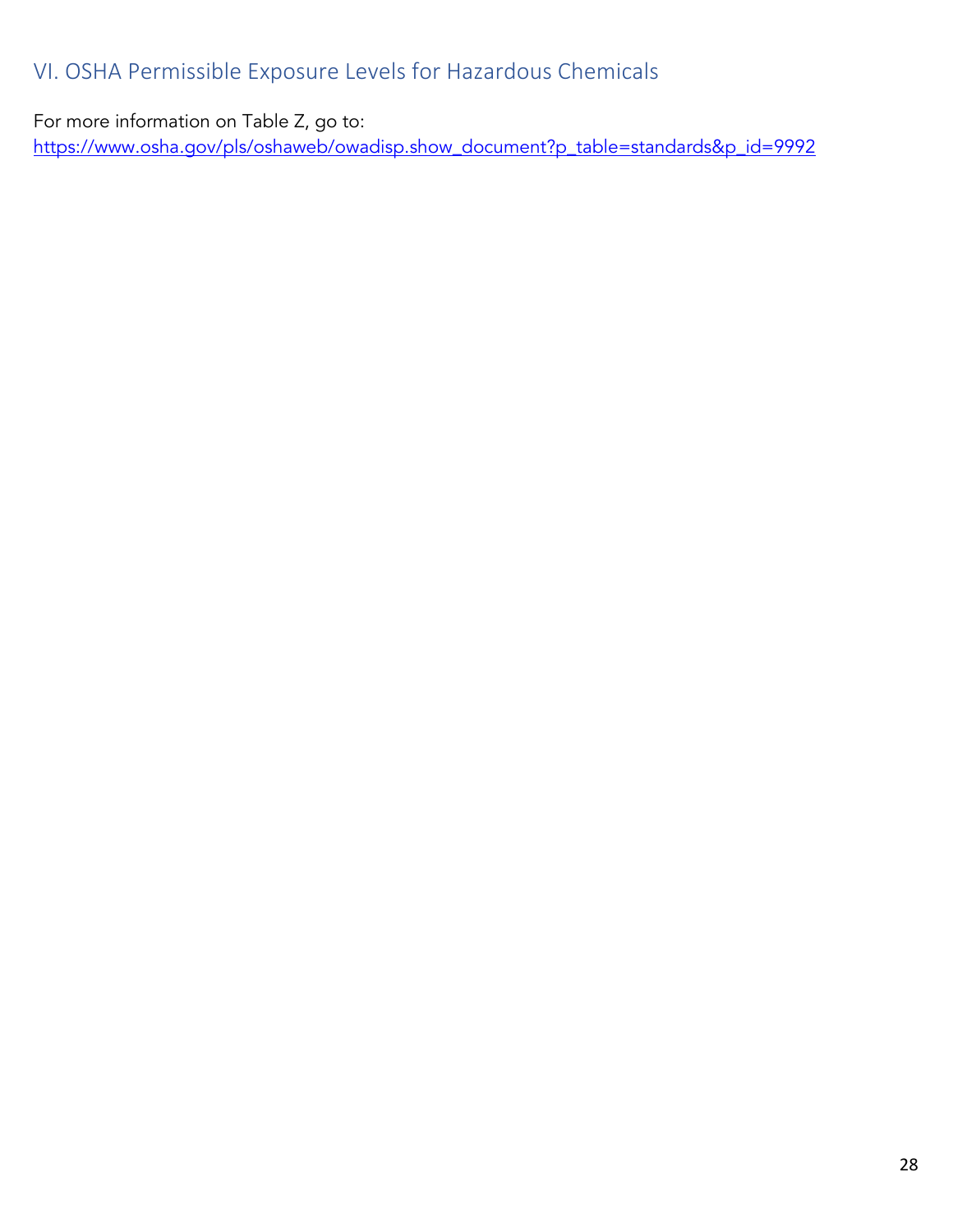## VI. OSHA Permissible Exposure Levels for Hazardous Chemicals

For more information on Table Z, go to:
https://www.osha.gov/pls/oshaweb/owadisp.show_document?p_table=standards&p_id=9992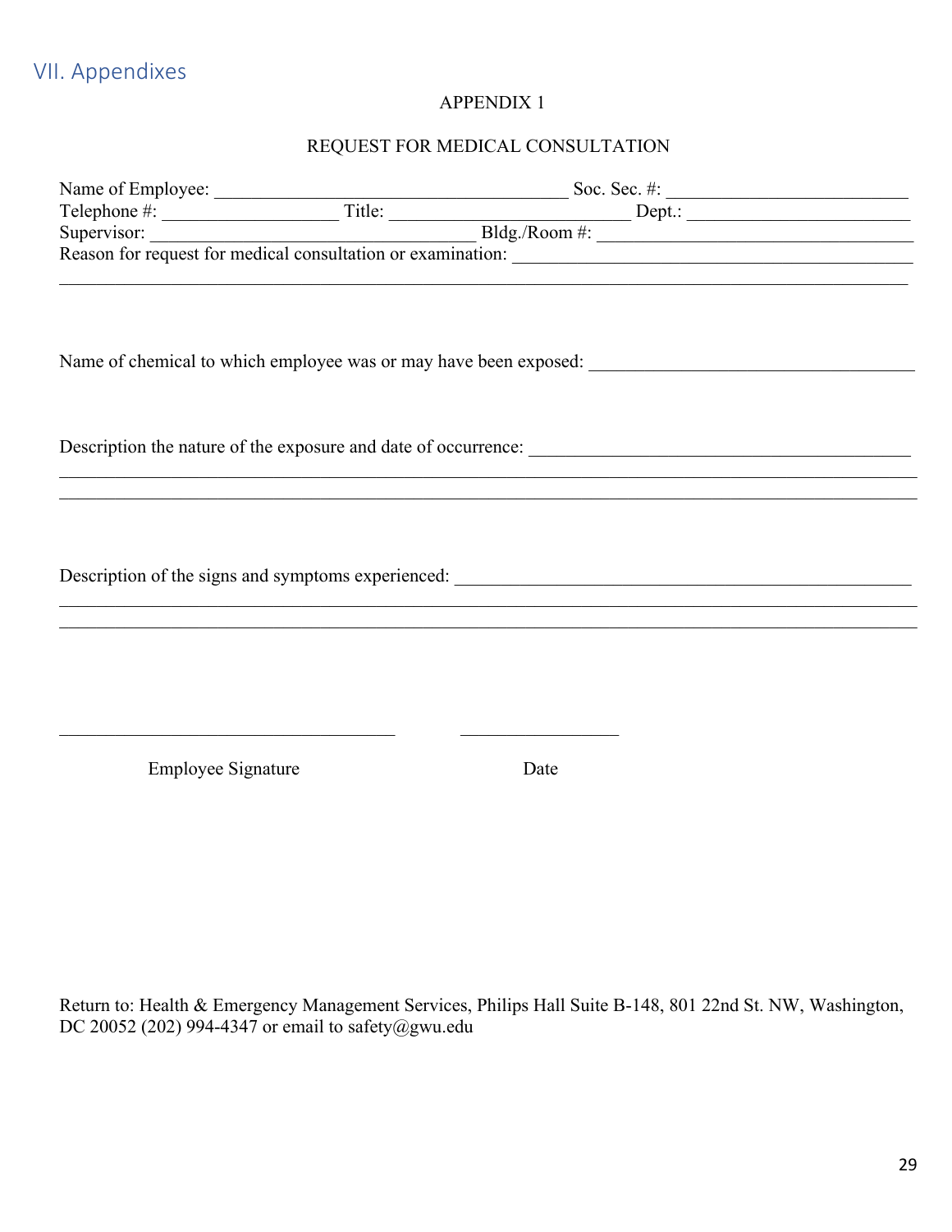## VII. Appendixes

APPENDIX 1

REQUEST FOR MEDICAL CONSULTATION

Name of Employee: ________________________________________ Soc. Sec. #: ___________________________

Telephone #: ____________________ Title: ___________________________ Dept.: _________________________

Supervisor: ____________________________________ Bldg./Room #: ____________________________________

Reason for request for medical consultation or examination: ____________________________________________

_______________________________________________________________________________________________

Name of chemical to which employee was or may have been exposed: ___________________________________

Description the nature of the exposure and date of occurrence: __________________________________________

_______________________________________________________________________________________________

_______________________________________________________________________________________________

Description of the signs and symptoms experienced: ___________________________________________________

_______________________________________________________________________________________________

_______________________________________________________________________________________________

______________________________________ __________________

Employee Signature Date

Return to: Health & Emergency Management Services, Philips Hall Suite B-148, 801 22nd St. NW, Washington, DC 20052 (202) 994-4347 or email to safety@gwu.edu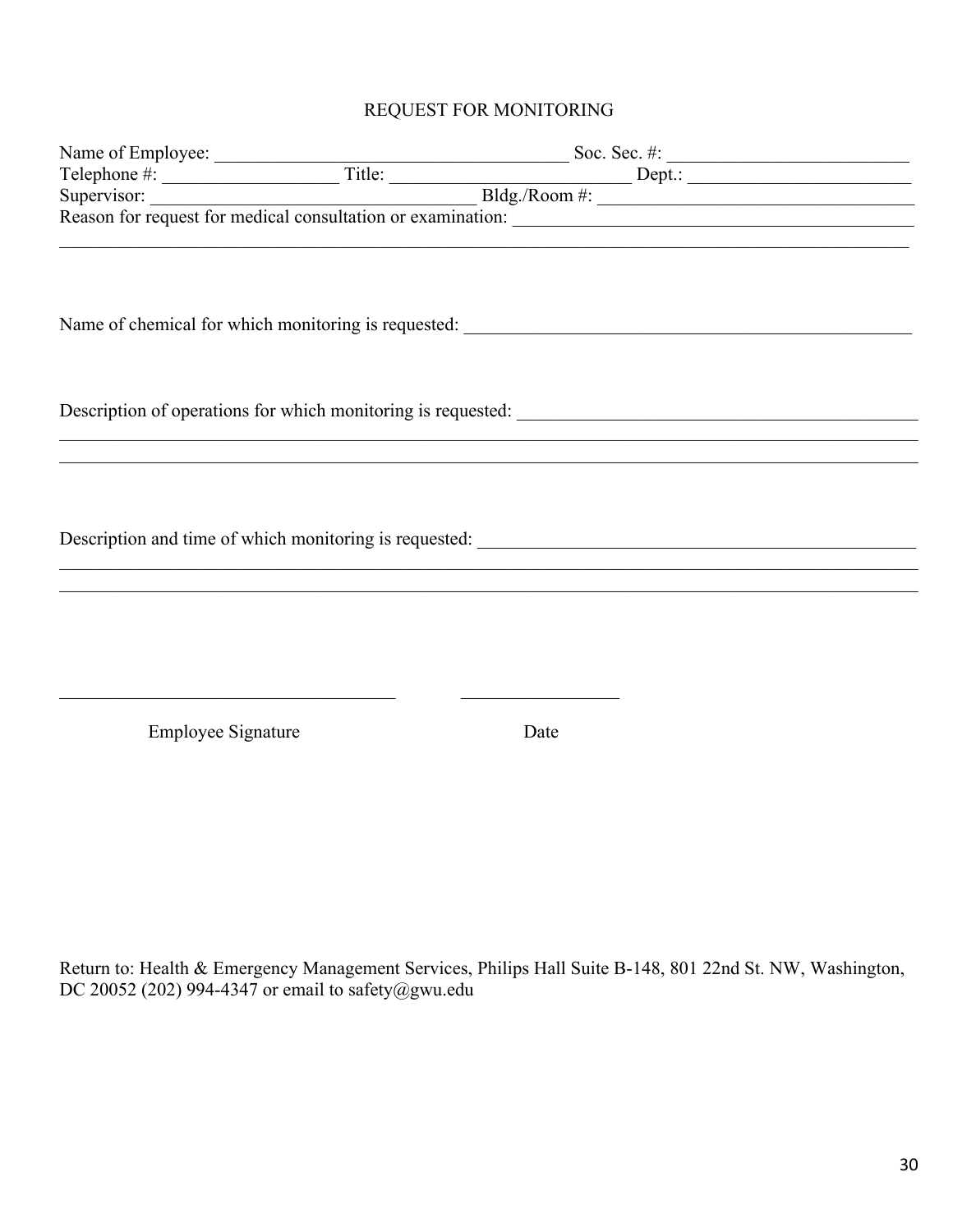# REQUEST FOR MONITORING

Name of Employee: ________________________________________ Soc. Sec. #: ___________________________

Telephone #: ___________________ Title: _________________________ Dept.: ________________________

Supervisor: ___________________________________ Bldg./Room #: __________________________________

Reason for request for medical consultation or examination: ___________________________________________

_______________________________________________________________________________________________

Name of chemical for which monitoring is requested: __________________________________________________

Description of operations for which monitoring is requested: ____________________________________________

_______________________________________________________________________________________________

_______________________________________________________________________________________________

Description and time of which monitoring is requested: ________________________________________________

_______________________________________________________________________________________________

_______________________________________________________________________________________________

_____________________________________ _________________

Employee Signature Date

Return to: Health & Emergency Management Services, Philips Hall Suite B-148, 801 22nd St. NW, Washington, DC 20052 (202) 994-4347 or email to safety@gwu.edu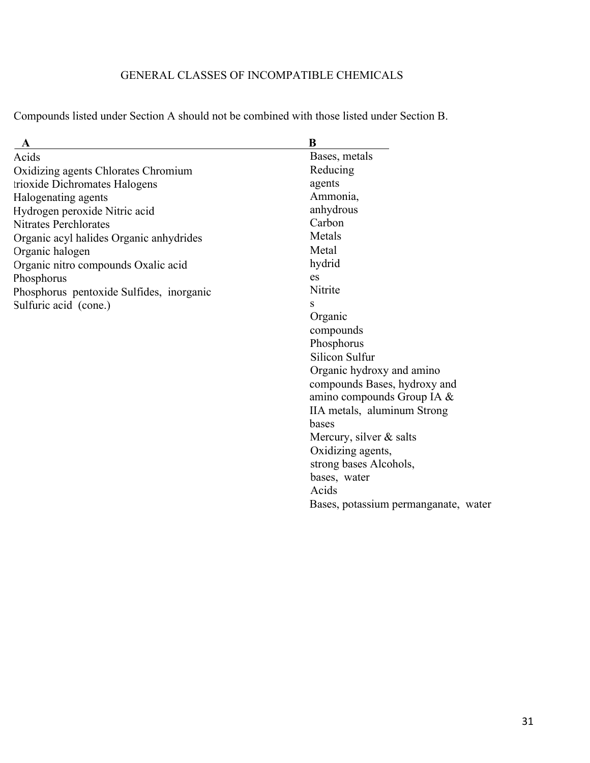# GENERAL CLASSES OF INCOMPATIBLE CHEMICALS

Compounds listed under Section A should not be combined with those listed under Section B.

| A | B |
|---|---|
| Acids | Bases, metals |
| Oxidizing agents | Reducing agents |
| Chlorates | Ammonia, anhydrous |
| Chromium trioxide | Carbon |
| Dichromates | Metals |
| Halogens | Metal hydrides |
| Halogenating agents | Nitrites |
| Hydrogen peroxide | Organic compounds |
| Nitric acid | Phosphorus |
| Nitrates | Silicon |
| Perchlorates | Sulfur |
| Organic acyl halides | Organic hydroxy and amino compounds |
| Organic anhydrides | Bases, hydroxy and amino compounds |
| Organic halogen | Group IA & IIA metals, aluminum |
| Organic nitro compounds | Strong bases |
| Oxalic acid | Mercury, silver & salts |
| Phosphorus | Oxidizing agents, strong bases |
| Phosphorus pentoxide | Alcohols, bases, water |
| Sulfides, inorganic | Acids |
| Sulfuric acid (cone.) | Bases, potassium permanganate, water |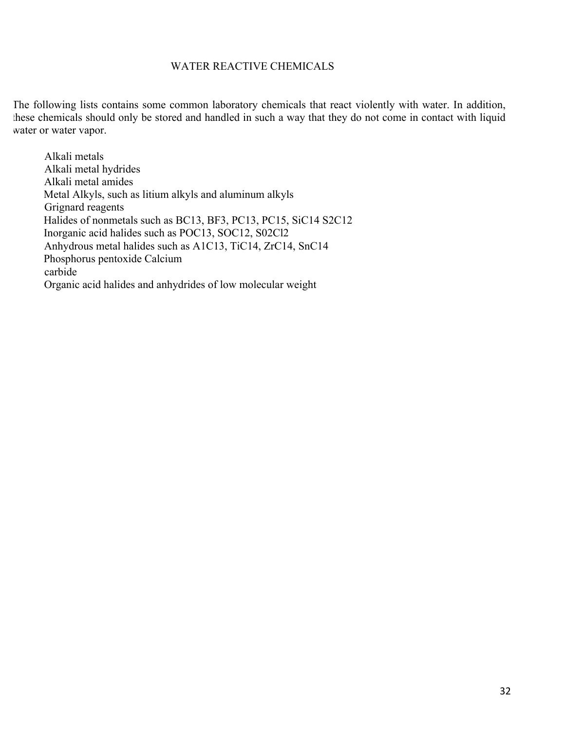## WATER REACTIVE CHEMICALS

The following lists contains some common laboratory chemicals that react violently with water. In addition, these chemicals should only be stored and handled in such a way that they do not come in contact with liquid water or water vapor.

- Alkali metals
- Alkali metal hydrides
- Alkali metal amides
- Metal Alkyls, such as litium alkyls and aluminum alkyls
- Grignard reagents
- Halides of nonmetals such as BC13, BF3, PC13, PC15, SiC14 S2C12
- Inorganic acid halides such as POC13, SOC12, S02Cl2
- Anhydrous metal halides such as A1C13, TiC14, ZrC14, SnC14
- Phosphorus pentoxide Calcium
- carbide
- Organic acid halides and anhydrides of low molecular weight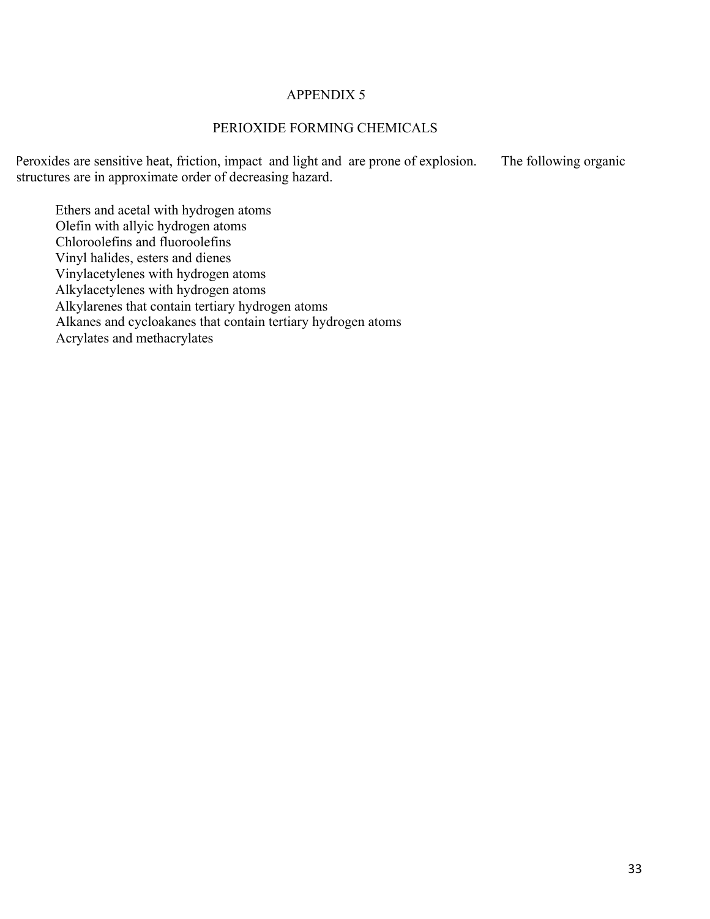# APPENDIX 5

## PERIOXIDE FORMING CHEMICALS

Peroxides are sensitive heat, friction, impact and light and are prone of explosion. The following organic structures are in approximate order of decreasing hazard.

- Ethers and acetal with hydrogen atoms
- Olefin with allyic hydrogen atoms
- Chloroolefins and fluoroolefins
- Vinyl halides, esters and dienes
- Vinylacetylenes with hydrogen atoms
- Alkylacetylenes with hydrogen atoms
- Alkylarenes that contain tertiary hydrogen atoms
- Alkanes and cycloakanes that contain tertiary hydrogen atoms
- Acrylates and methacrylates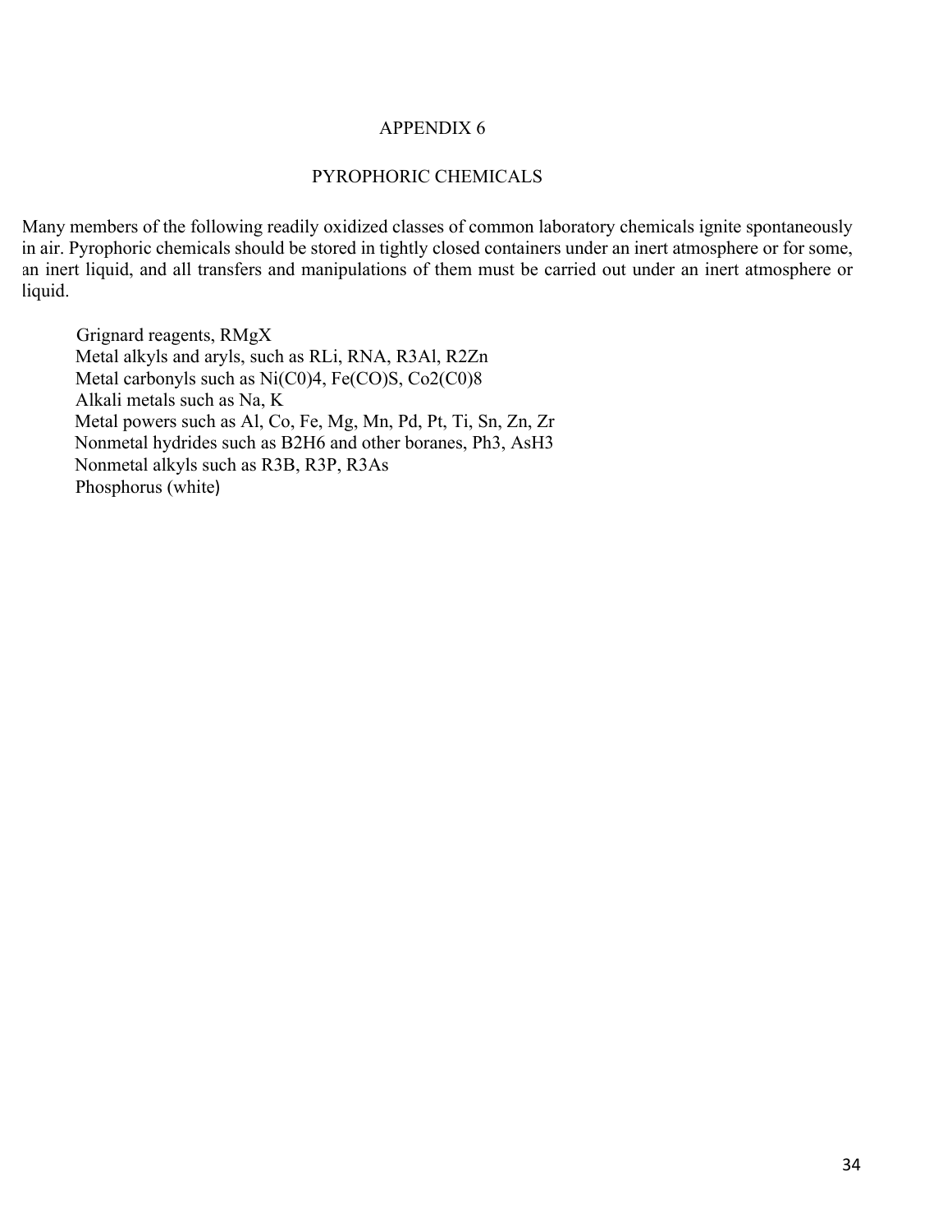# APPENDIX 6

## PYROPHORIC CHEMICALS

Many members of the following readily oxidized classes of common laboratory chemicals ignite spontaneously in air. Pyrophoric chemicals should be stored in tightly closed containers under an inert atmosphere or for some, an inert liquid, and all transfers and manipulations of them must be carried out under an inert atmosphere or liquid.

- Grignard reagents, RMgX
- Metal alkyls and aryls, such as RLi, RNA, $R_3Al$, $R_2Zn$
- Metal carbonyls such as $Ni(C0)_4$, Fe(CO)S, $Co_2(C0)_8$
- Alkali metals such as Na, K
- Metal powers such as Al, Co, Fe, Mg, Mn, Pd, Pt, Ti, Sn, Zn, Zr
- Nonmetal hydrides such as $B_2H_6$ and other boranes, $Ph_3$, $AsH_3$
- Nonmetal alkyls such as $R_3B$, $R_3P$, $R_3As$
- Phosphorus (white)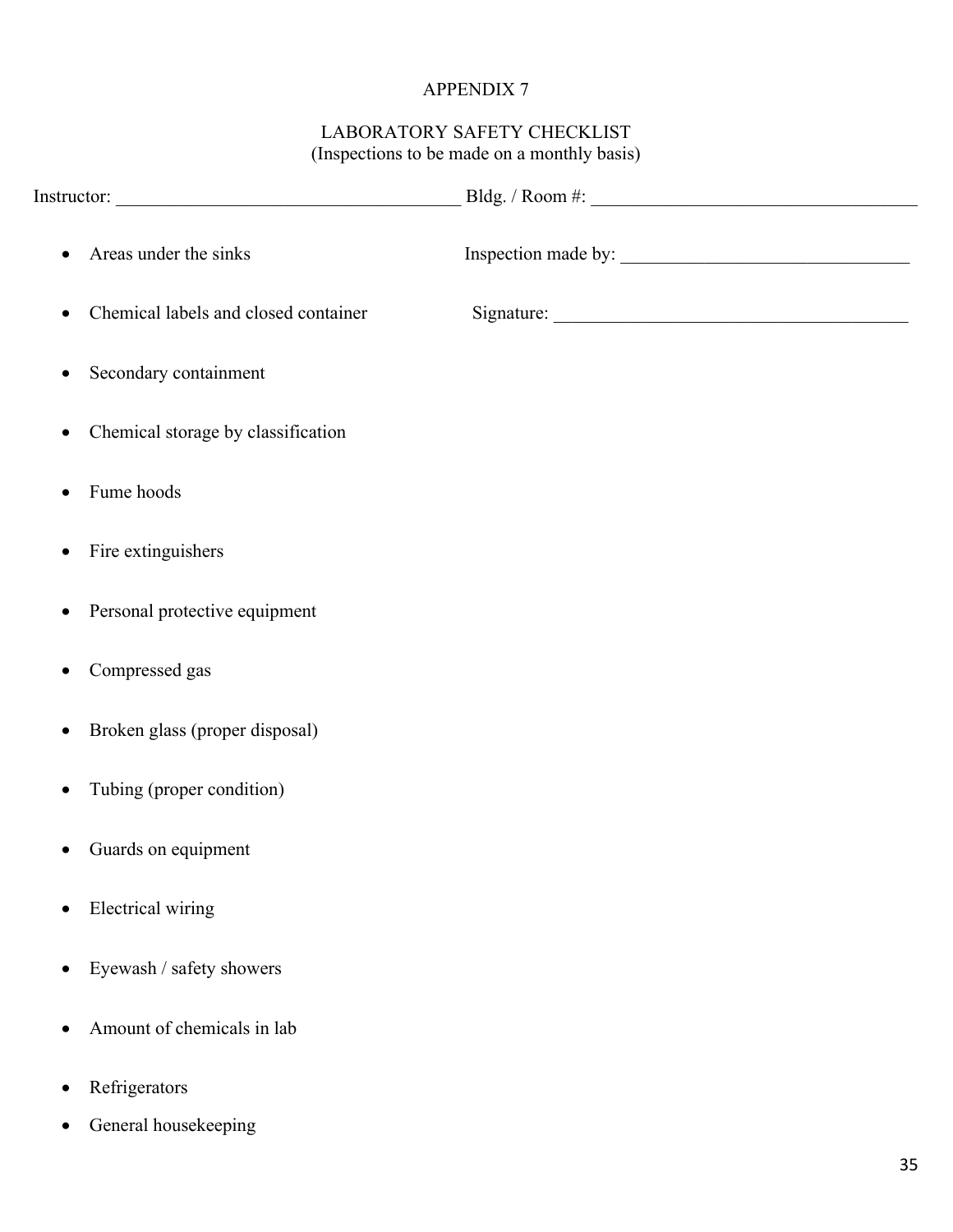# APPENDIX 7

## LABORATORY SAFETY CHECKLIST

(Inspections to be made on a monthly basis)

Instructor: ____________________________________ Bldg. / Room #: __________________________________

Inspection made by: ______________________________

Signature: ______________________________________

- Areas under the sinks
- Chemical labels and closed container
- Secondary containment
- Chemical storage by classification
- Fume hoods
- Fire extinguishers
- Personal protective equipment
- Compressed gas
- Broken glass (proper disposal)
- Tubing (proper condition)
- Guards on equipment
- Electrical wiring
- Eyewash / safety showers
- Amount of chemicals in lab
- Refrigerators
- General housekeeping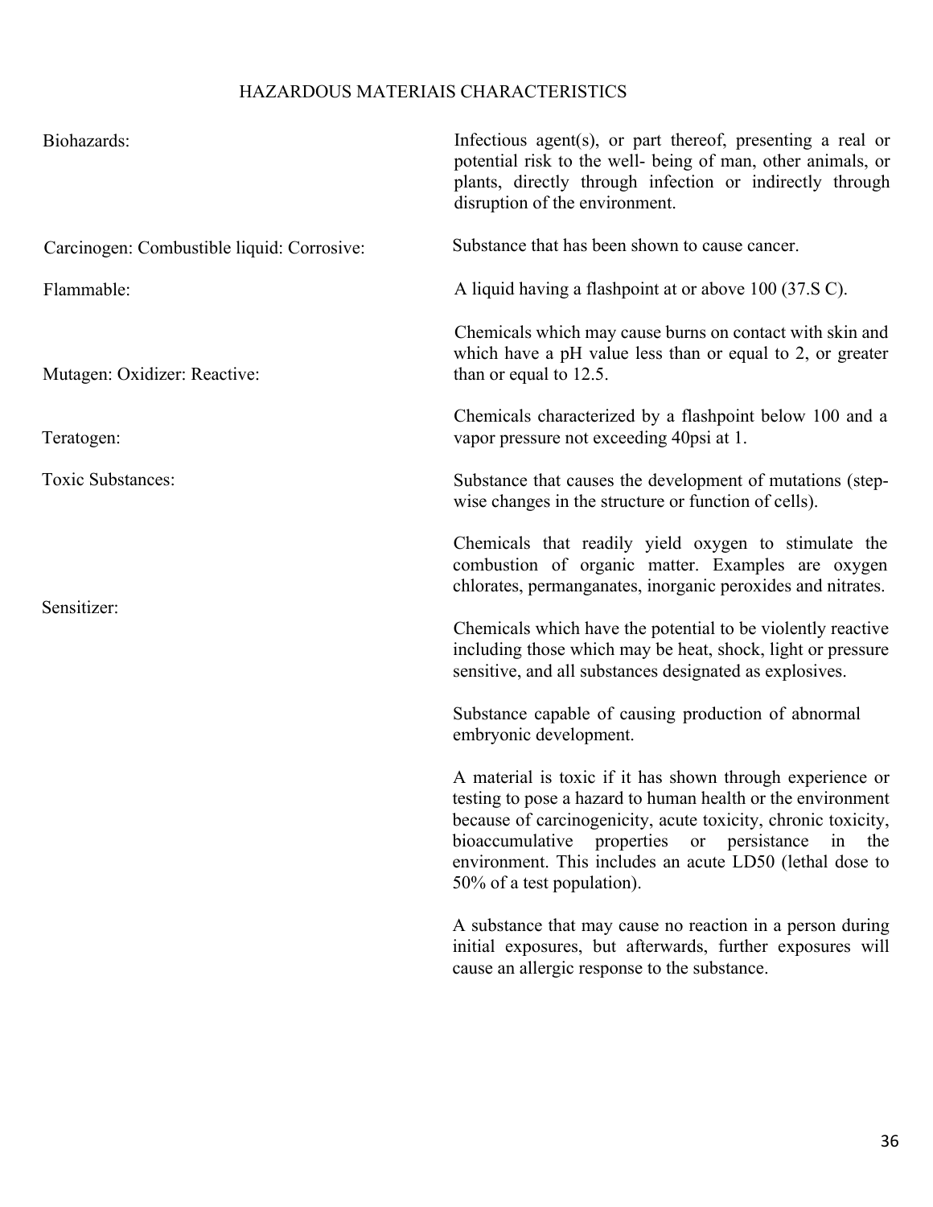HAZARDOUS MATERIAIS CHARACTERISTICS

| | |
|---|---|
| Biohazards: | Infectious agent(s), or part thereof, presenting a real or potential risk to the well- being of man, other animals, or plants, directly through infection or indirectly through disruption of the environment. |
| Carcinogen: Combustible liquid: Corrosive: | Substance that has been shown to cause cancer. |
| Flammable: | A liquid having a flashpoint at or above 100 (37.S C). |
| Mutagen: Oxidizer: Reactive: | Chemicals which may cause burns on contact with skin and which have a pH value less than or equal to 2, or greater than or equal to 12.5. |
| Teratogen: | Chemicals characterized by a flashpoint below 100 and a vapor pressure not exceeding 40psi at 1. |
| Toxic Substances: | Substance that causes the development of mutations (step-wise changes in the structure or function of cells). |
| Sensitizer: | Chemicals that readily yield oxygen to stimulate the combustion of organic matter. Examples are oxygen chlorates, permanganates, inorganic peroxides and nitrates. |
| | Chemicals which have the potential to be violently reactive including those which may be heat, shock, light or pressure sensitive, and all substances designated as explosives. |
| | Substance capable of causing production of abnormal embryonic development. |
| | A material is toxic if it has shown through experience or testing to pose a hazard to human health or the environment because of carcinogenicity, acute toxicity, chronic toxicity, bioaccumulative properties or persistance in the environment. This includes an acute LD50 (lethal dose to 50% of a test population). |
| | A substance that may cause no reaction in a person during initial exposures, but afterwards, further exposures will cause an allergic response to the substance. |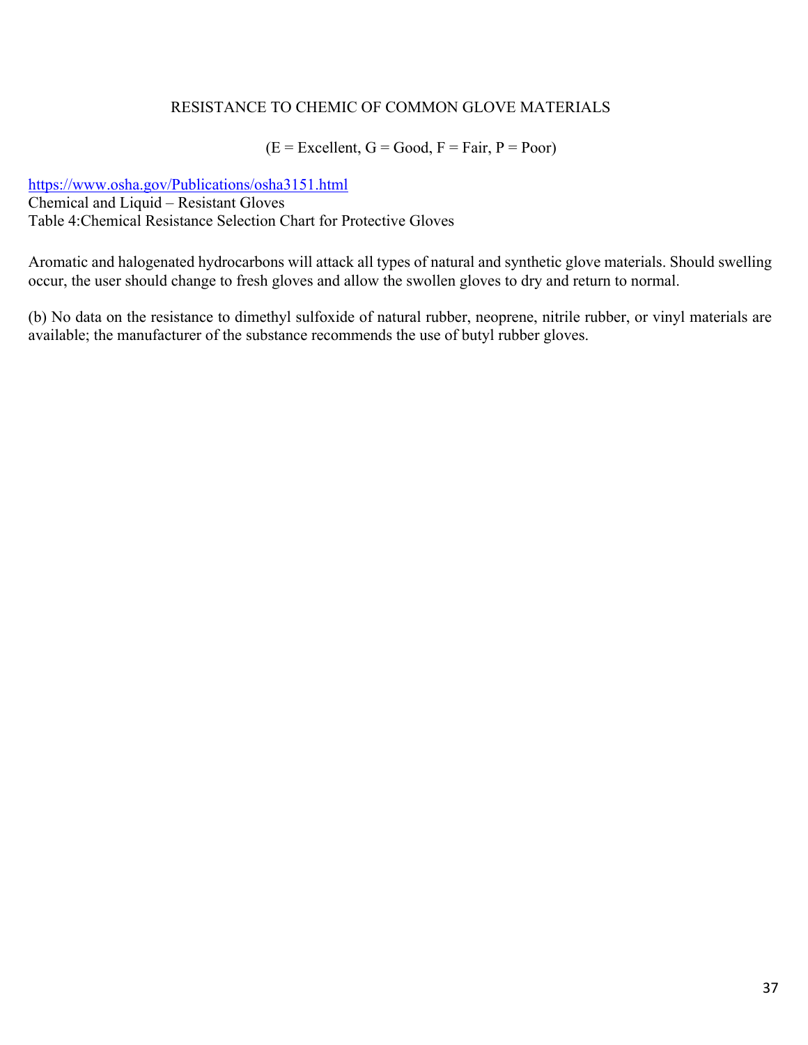RESISTANCE TO CHEMIC OF COMMON GLOVE MATERIALS

(E = Excellent, G = Good, F = Fair, P = Poor)

[https://www.osha.gov/Publications/osha3151.html](https://www.osha.gov/Publications/osha3151.html)
Chemical and Liquid – Resistant Gloves
Table 4:Chemical Resistance Selection Chart for Protective Gloves

Aromatic and halogenated hydrocarbons will attack all types of natural and synthetic glove materials. Should swelling occur, the user should change to fresh gloves and allow the swollen gloves to dry and return to normal.

(b) No data on the resistance to dimethyl sulfoxide of natural rubber, neoprene, nitrile rubber, or vinyl materials are available; the manufacturer of the substance recommends the use of butyl rubber gloves.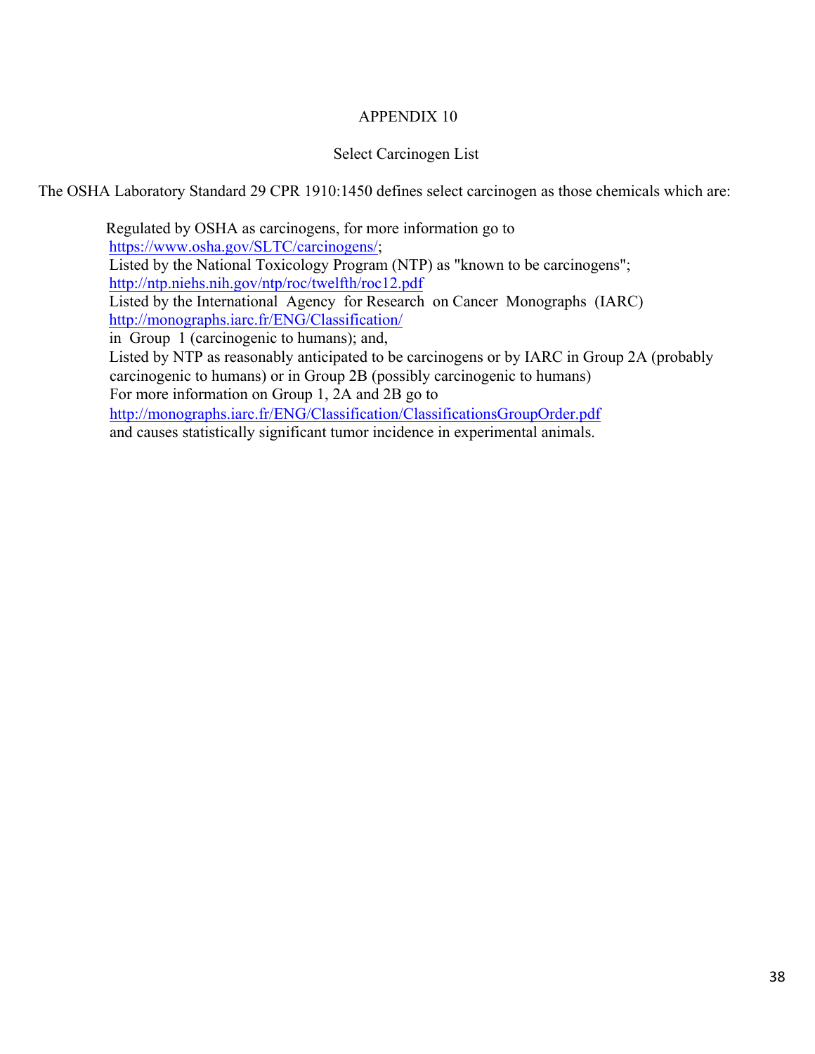APPENDIX 10

Select Carcinogen List

The OSHA Laboratory Standard 29 CPR 1910:1450 defines select carcinogen as those chemicals which are:

Regulated by OSHA as carcinogens, for more information go to https://www.osha.gov/SLTC/carcinogens/;
Listed by the National Toxicology Program (NTP) as "known to be carcinogens"; http://ntp.niehs.nih.gov/ntp/roc/twelfth/roc12.pdf
Listed by the International Agency for Research on Cancer Monographs (IARC) http://monographs.iarc.fr/ENG/Classification/
in Group 1 (carcinogenic to humans); and,
Listed by NTP as reasonably anticipated to be carcinogens or by IARC in Group 2A (probably carcinogenic to humans) or in Group 2B (possibly carcinogenic to humans)
For more information on Group 1, 2A and 2B go to
http://monographs.iarc.fr/ENG/Classification/ClassificationsGroupOrder.pdf
and causes statistically significant tumor incidence in experimental animals.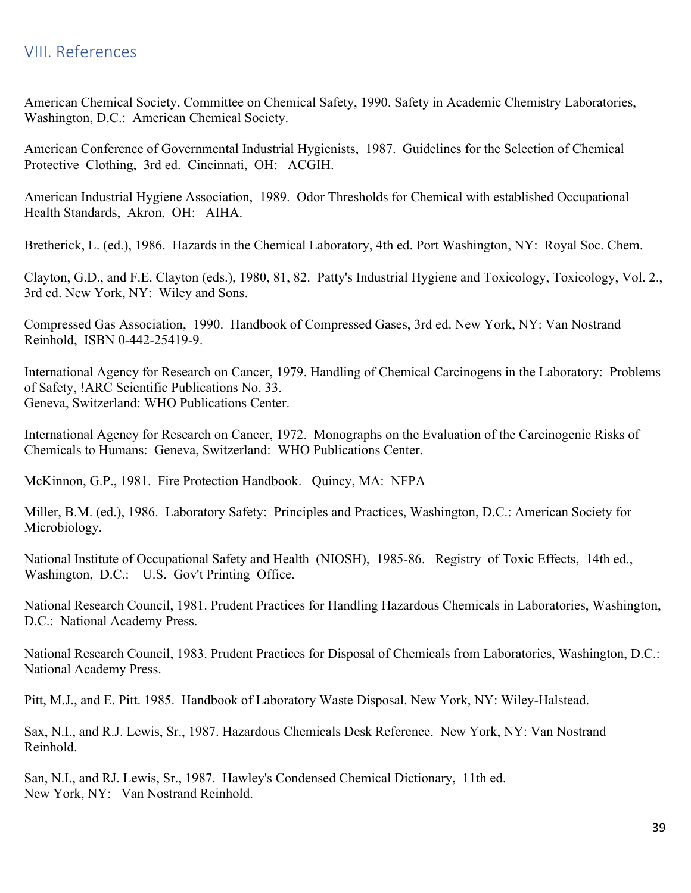## VIII. References

American Chemical Society, Committee on Chemical Safety, 1990. Safety in Academic Chemistry Laboratories, Washington, D.C.: American Chemical Society.

American Conference of Governmental Industrial Hygienists, 1987. Guidelines for the Selection of Chemical Protective Clothing, 3rd ed. Cincinnati, OH: ACGIH.

American Industrial Hygiene Association, 1989. Odor Thresholds for Chemical with established Occupational Health Standards, Akron, OH: AIHA.

Bretherick, L. (ed.), 1986. Hazards in the Chemical Laboratory, 4th ed. Port Washington, NY: Royal Soc. Chem.

Clayton, G.D., and F.E. Clayton (eds.), 1980, 81, 82. Patty's Industrial Hygiene and Toxicology, Toxicology, Vol. 2., 3rd ed. New York, NY: Wiley and Sons.

Compressed Gas Association, 1990. Handbook of Compressed Gases, 3rd ed. New York, NY: Van Nostrand Reinhold, ISBN 0-442-25419-9.

International Agency for Research on Cancer, 1979. Handling of Chemical Carcinogens in the Laboratory: Problems of Safety, !ARC Scientific Publications No. 33.
Geneva, Switzerland: WHO Publications Center.

International Agency for Research on Cancer, 1972. Monographs on the Evaluation of the Carcinogenic Risks of Chemicals to Humans: Geneva, Switzerland: WHO Publications Center.

McKinnon, G.P., 1981. Fire Protection Handbook. Quincy, MA: NFPA

Miller, B.M. (ed.), 1986. Laboratory Safety: Principles and Practices, Washington, D.C.: American Society for Microbiology.

National Institute of Occupational Safety and Health (NIOSH), 1985-86. Registry of Toxic Effects, 14th ed., Washington, D.C.: U.S. Gov't Printing Office.

National Research Council, 1981. Prudent Practices for Handling Hazardous Chemicals in Laboratories, Washington, D.C.: National Academy Press.

National Research Council, 1983. Prudent Practices for Disposal of Chemicals from Laboratories, Washington, D.C.: National Academy Press.

Pitt, M.J., and E. Pitt. 1985. Handbook of Laboratory Waste Disposal. New York, NY: Wiley-Halstead.

Sax, N.I., and R.J. Lewis, Sr., 1987. Hazardous Chemicals Desk Reference. New York, NY: Van Nostrand Reinhold.

San, N.I., and RJ. Lewis, Sr., 1987. Hawley's Condensed Chemical Dictionary, 11th ed.
New York, NY: Van Nostrand Reinhold.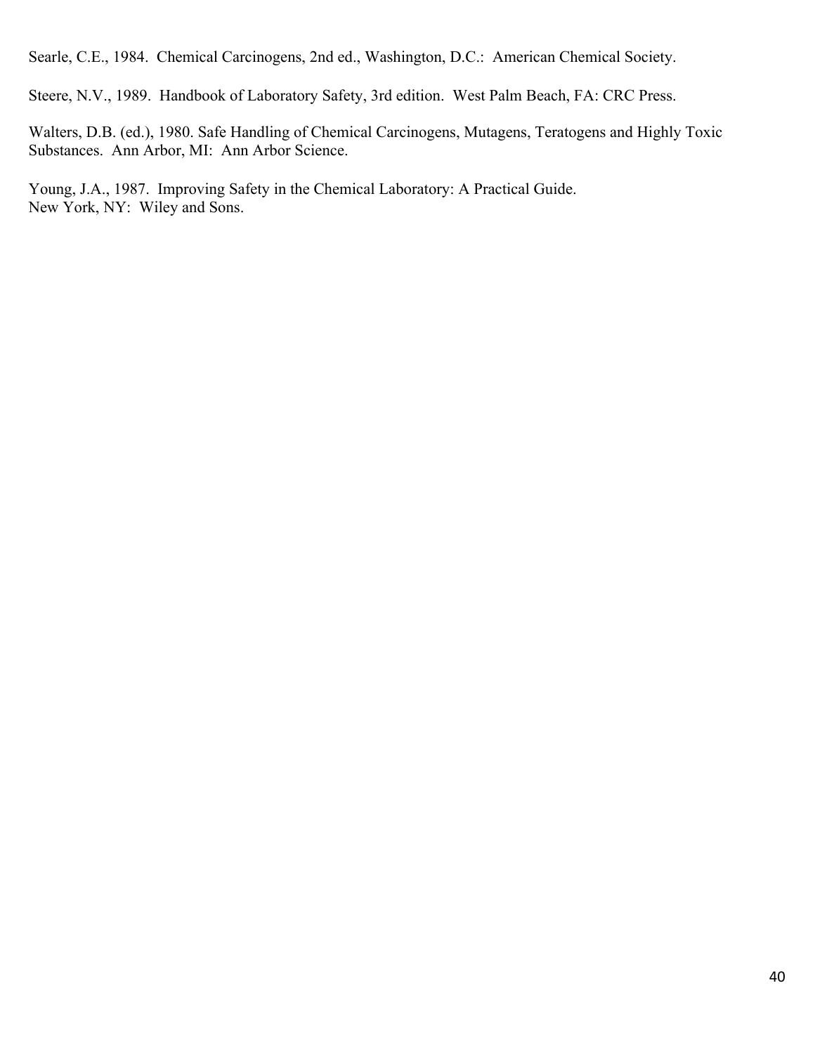Searle, C.E., 1984. Chemical Carcinogens, 2nd ed., Washington, D.C.: American Chemical Society.

Steere, N.V., 1989. Handbook of Laboratory Safety, 3rd edition. West Palm Beach, FA: CRC Press.

Walters, D.B. (ed.), 1980. Safe Handling of Chemical Carcinogens, Mutagens, Teratogens and Highly Toxic Substances. Ann Arbor, MI: Ann Arbor Science.

Young, J.A., 1987. Improving Safety in the Chemical Laboratory: A Practical Guide.
New York, NY: Wiley and Sons.